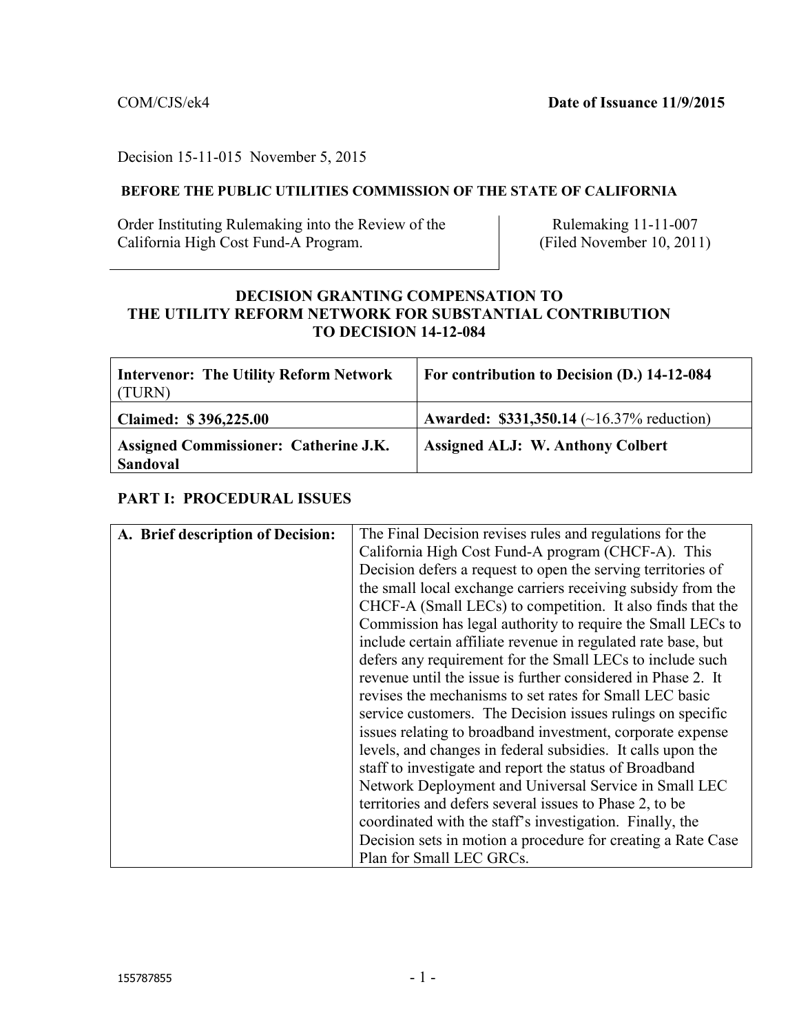COM/CJS/ek4 **Date of Issuance 11/9/2015**

Decision 15-11-015 November 5, 2015

**BEFORE THE PUBLIC UTILITIES COMMISSION OF THE STATE OF CALIFORNIA**

| Order Instituting Rulemaking into the Review of the California High Cost Fund-A Program. | Rulemaking 11-11-007 (Filed November 10, 2011) |
|---|---|

## DECISION GRANTING COMPENSATION TO THE UTILITY REFORM NETWORK FOR SUBSTANTIAL CONTRIBUTION TO DECISION 14-12-084

| **Intervenor: The Utility Reform Network** (TURN) | **For contribution to Decision (D.) 14-12-084** |
|---|---|
| **Claimed: $ 396,225.00** | **Awarded: $331,350.14** (~16.37% reduction) |
| **Assigned Commissioner: Catherine J.K. Sandoval** | **Assigned ALJ: W. Anthony Colbert** |

### PART I: PROCEDURAL ISSUES

| **A. Brief description of Decision:** | The Final Decision revises rules and regulations for the California High Cost Fund-A program (CHCF-A). This Decision defers a request to open the serving territories of the small local exchange carriers receiving subsidy from the CHCF-A (Small LECs) to competition. It also finds that the Commission has legal authority to require the Small LECs to include certain affiliate revenue in regulated rate base, but defers any requirement for the Small LECs to include such revenue until the issue is further considered in Phase 2. It revises the mechanisms to set rates for Small LEC basic service customers. The Decision issues rulings on specific issues relating to broadband investment, corporate expense levels, and changes in federal subsidies. It calls upon the staff to investigate and report the status of Broadband Network Deployment and Universal Service in Small LEC territories and defers several issues to Phase 2, to be coordinated with the staff's investigation. Finally, the Decision sets in motion a procedure for creating a Rate Case Plan for Small LEC GRCs. |
|---|---|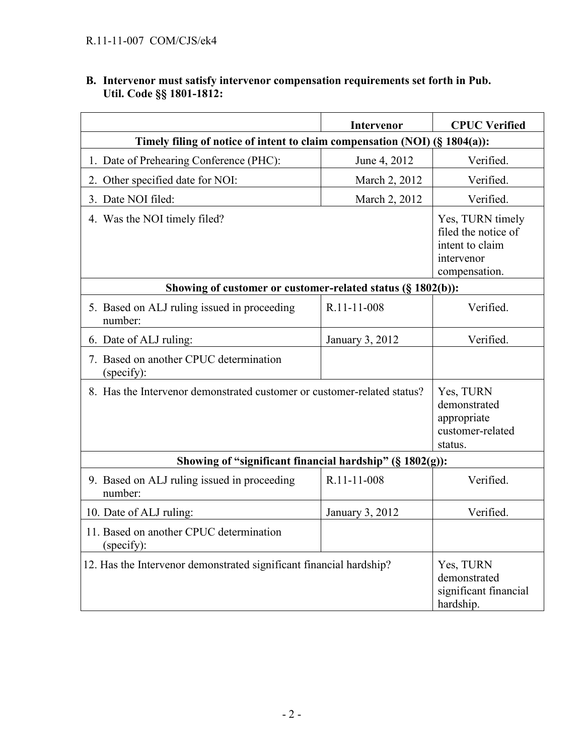**B. Intervenor must satisfy intervenor compensation requirements set forth in Pub. Util. Code §§ 1801-1812:**

| | Intervenor | CPUC Verified |
|---|---|---|
| **Timely filing of notice of intent to claim compensation (NOI) (§ 1804(a)):** | | |
| 1. Date of Prehearing Conference (PHC): | June 4, 2012 | Verified. |
| 2. Other specified date for NOI: | March 2, 2012 | Verified. |
| 3. Date NOI filed: | March 2, 2012 | Verified. |
| 4. Was the NOI timely filed? | | Yes, TURN timely filed the notice of intent to claim intervenor compensation. |
| **Showing of customer or customer-related status (§ 1802(b)):** | | |
| 5. Based on ALJ ruling issued in proceeding number: | R.11-11-008 | Verified. |
| 6. Date of ALJ ruling: | January 3, 2012 | Verified. |
| 7. Based on another CPUC determination (specify): | | |
| 8. Has the Intervenor demonstrated customer or customer-related status? | | Yes, TURN demonstrated appropriate customer-related status. |
| **Showing of "significant financial hardship" (§ 1802(g)):** | | |
| 9. Based on ALJ ruling issued in proceeding number: | R.11-11-008 | Verified. |
| 10. Date of ALJ ruling: | January 3, 2012 | Verified. |
| 11. Based on another CPUC determination (specify): | | |
| 12. Has the Intervenor demonstrated significant financial hardship? | | Yes, TURN demonstrated significant financial hardship. |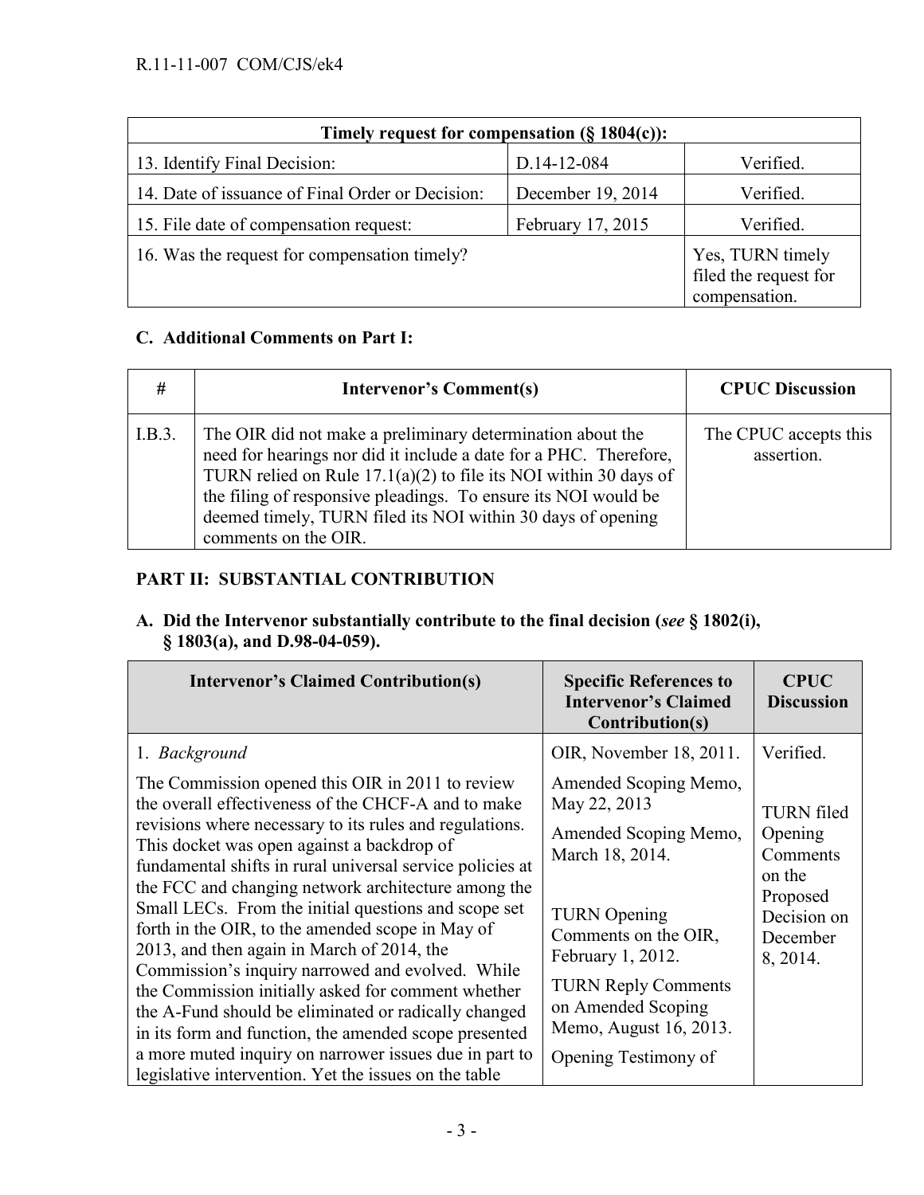| Timely request for compensation (§ 1804(c)): | | |
|---|---|---|
| 13. Identify Final Decision: | D.14-12-084 | Verified. |
| 14. Date of issuance of Final Order or Decision: | December 19, 2014 | Verified. |
| 15. File date of compensation request: | February 17, 2015 | Verified. |
| 16. Was the request for compensation timely? | | Yes, TURN timely filed the request for compensation. |

### C. Additional Comments on Part I:

| # | Intervenor's Comment(s) | CPUC Discussion |
|---|---|---|
| I.B.3. | The OIR did not make a preliminary determination about the need for hearings nor did it include a date for a PHC. Therefore, TURN relied on Rule 17.1(a)(2) to file its NOI within 30 days of the filing of responsive pleadings. To ensure its NOI would be deemed timely, TURN filed its NOI within 30 days of opening comments on the OIR. | The CPUC accepts this assertion. |

## PART II: SUBSTANTIAL CONTRIBUTION

### A. Did the Intervenor substantially contribute to the final decision (*see* § 1802(i), § 1803(a), and D.98-04-059).

| Intervenor's Claimed Contribution(s) | Specific References to Intervenor's Claimed Contribution(s) | CPUC Discussion |
|---|---|---|
| 1. *Background*<br><br>The Commission opened this OIR in 2011 to review the overall effectiveness of the CHCF-A and to make revisions where necessary to its rules and regulations. This docket was open against a backdrop of fundamental shifts in rural universal service policies at the FCC and changing network architecture among the Small LECs. From the initial questions and scope set forth in the OIR, to the amended scope in May of 2013, and then again in March of 2014, the Commission's inquiry narrowed and evolved. While the Commission initially asked for comment whether the A-Fund should be eliminated or radically changed in its form and function, the amended scope presented a more muted inquiry on narrower issues due in part to legislative intervention. Yet the issues on the table | OIR, November 18, 2011.<br><br>Amended Scoping Memo, May 22, 2013<br><br>Amended Scoping Memo, March 18, 2014.<br><br>TURN Opening Comments on the OIR, February 1, 2012.<br><br>TURN Reply Comments on Amended Scoping Memo, August 16, 2013.<br><br>Opening Testimony of | Verified.<br><br>TURN filed Opening Comments on the Proposed Decision on December 8, 2014. |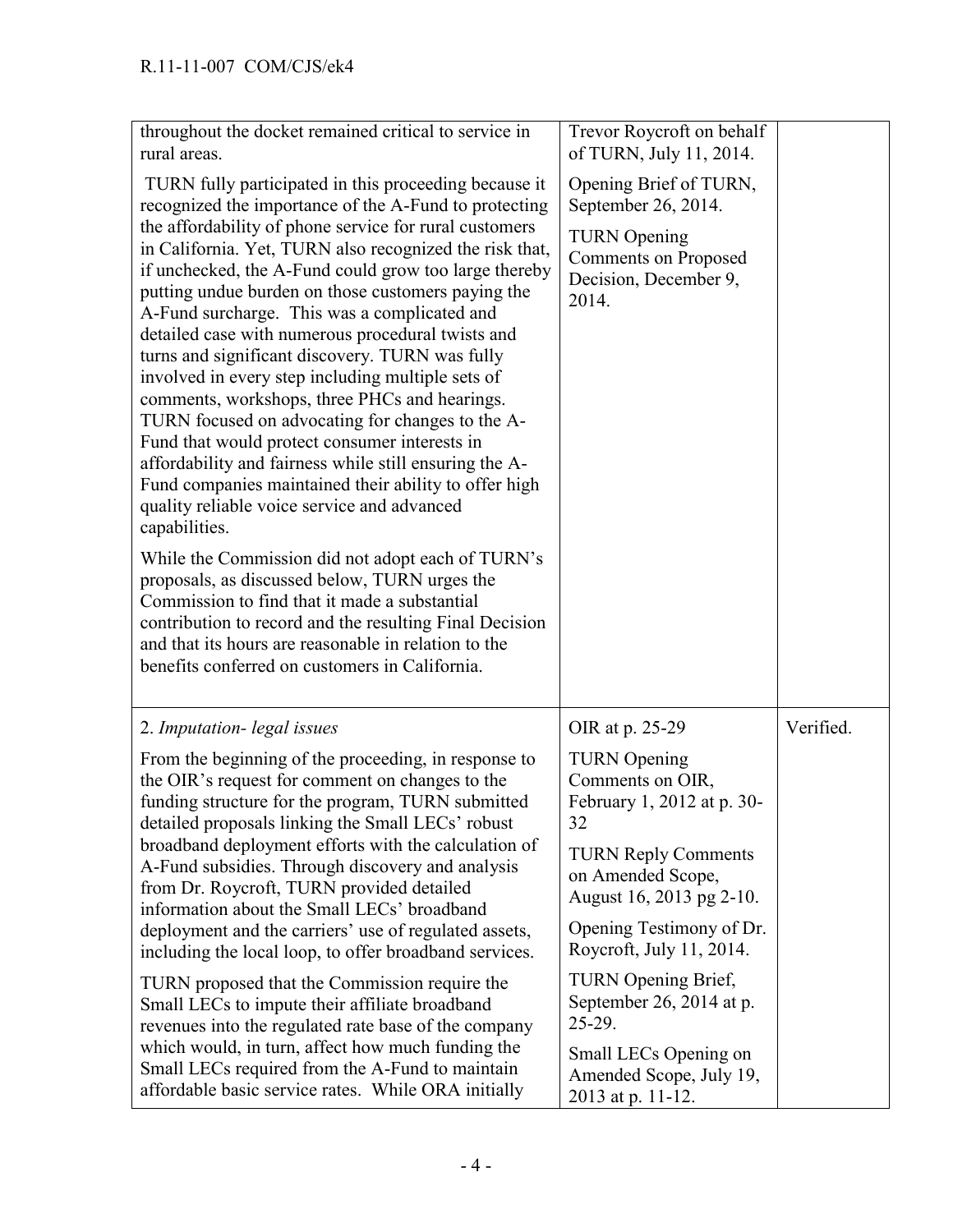| | | |
|---|---|---|
| throughout the docket remained critical to service in rural areas.<br><br>TURN fully participated in this proceeding because it recognized the importance of the A-Fund to protecting the affordability of phone service for rural customers in California. Yet, TURN also recognized the risk that, if unchecked, the A-Fund could grow too large thereby putting undue burden on those customers paying the A-Fund surcharge. This was a complicated and detailed case with numerous procedural twists and turns and significant discovery. TURN was fully involved in every step including multiple sets of comments, workshops, three PHCs and hearings. TURN focused on advocating for changes to the A-Fund that would protect consumer interests in affordability and fairness while still ensuring the A-Fund companies maintained their ability to offer high quality reliable voice service and advanced capabilities.<br><br>While the Commission did not adopt each of TURN's proposals, as discussed below, TURN urges the Commission to find that it made a substantial contribution to record and the resulting Final Decision and that its hours are reasonable in relation to the benefits conferred on customers in California. | Trevor Roycroft on behalf of TURN, July 11, 2014.<br><br>Opening Brief of TURN, September 26, 2014.<br><br>TURN Opening Comments on Proposed Decision, December 9, 2014. | |
| 2. *Imputation- legal issues*<br><br>From the beginning of the proceeding, in response to the OIR's request for comment on changes to the funding structure for the program, TURN submitted detailed proposals linking the Small LECs' robust broadband deployment efforts with the calculation of A-Fund subsidies. Through discovery and analysis from Dr. Roycroft, TURN provided detailed information about the Small LECs' broadband deployment and the carriers' use of regulated assets, including the local loop, to offer broadband services.<br><br>TURN proposed that the Commission require the Small LECs to impute their affiliate broadband revenues into the regulated rate base of the company which would, in turn, affect how much funding the Small LECs required from the A-Fund to maintain affordable basic service rates. While ORA initially | OIR at p. 25-29<br><br>TURN Opening Comments on OIR, February 1, 2012 at p. 30-32<br><br>TURN Reply Comments on Amended Scope, August 16, 2013 pg 2-10.<br><br>Opening Testimony of Dr. Roycroft, July 11, 2014.<br><br>TURN Opening Brief, September 26, 2014 at p. 25-29.<br><br>Small LECs Opening on Amended Scope, July 19, 2013 at p. 11-12. | Verified. |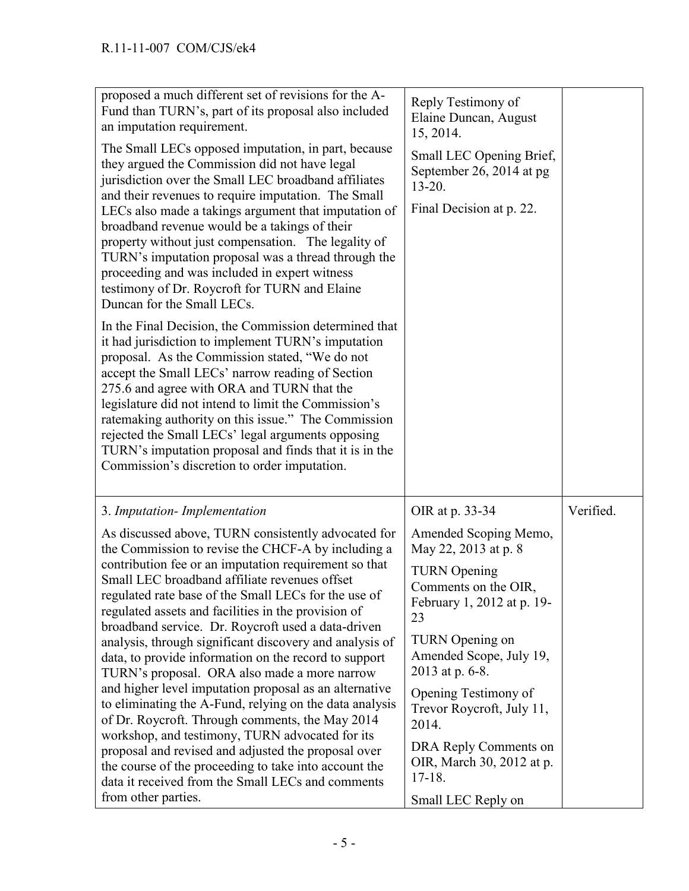| | | |
|---|---|---|
| proposed a much different set of revisions for the A-Fund than TURN's, part of its proposal also included an imputation requirement.<br><br>The Small LECs opposed imputation, in part, because they argued the Commission did not have legal jurisdiction over the Small LEC broadband affiliates and their revenues to require imputation. The Small LECs also made a takings argument that imputation of broadband revenue would be a takings of their property without just compensation. The legality of TURN's imputation proposal was a thread through the proceeding and was included in expert witness testimony of Dr. Roycroft for TURN and Elaine Duncan for the Small LECs.<br><br>In the Final Decision, the Commission determined that it had jurisdiction to implement TURN's imputation proposal. As the Commission stated, "We do not accept the Small LECs' narrow reading of Section 275.6 and agree with ORA and TURN that the legislature did not intend to limit the Commission's ratemaking authority on this issue." The Commission rejected the Small LECs' legal arguments opposing TURN's imputation proposal and finds that it is in the Commission's discretion to order imputation. | Reply Testimony of Elaine Duncan, August 15, 2014.<br><br>Small LEC Opening Brief, September 26, 2014 at pg 13-20.<br><br>Final Decision at p. 22. | |
| 3. *Imputation- Implementation*<br><br>As discussed above, TURN consistently advocated for the Commission to revise the CHCF-A by including a contribution fee or an imputation requirement so that Small LEC broadband affiliate revenues offset regulated rate base of the Small LECs for the use of regulated assets and facilities in the provision of broadband service. Dr. Roycroft used a data-driven analysis, through significant discovery and analysis of data, to provide information on the record to support TURN's proposal. ORA also made a more narrow and higher level imputation proposal as an alternative to eliminating the A-Fund, relying on the data analysis of Dr. Roycroft. Through comments, the May 2014 workshop, and testimony, TURN advocated for its proposal and revised and adjusted the proposal over the course of the proceeding to take into account the data it received from the Small LECs and comments from other parties. | OIR at p. 33-34<br><br>Amended Scoping Memo, May 22, 2013 at p. 8<br><br>TURN Opening Comments on the OIR, February 1, 2012 at p. 19-23<br><br>TURN Opening on Amended Scope, July 19, 2013 at p. 6-8.<br><br>Opening Testimony of Trevor Roycroft, July 11, 2014.<br><br>DRA Reply Comments on OIR, March 30, 2012 at p. 17-18.<br><br>Small LEC Reply on | Verified. |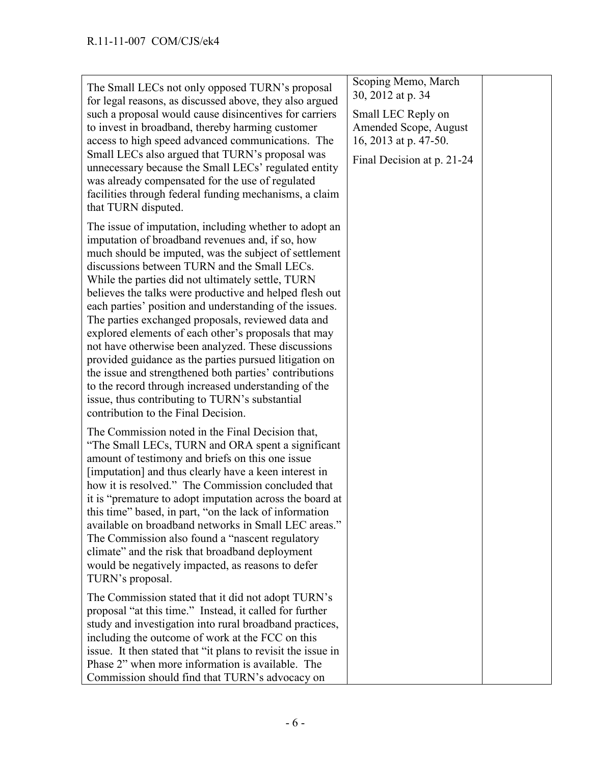| | | |
|---|---|---|
| The Small LECs not only opposed TURN's proposal for legal reasons, as discussed above, they also argued such a proposal would cause disincentives for carriers to invest in broadband, thereby harming customer access to high speed advanced communications. The Small LECs also argued that TURN's proposal was unnecessary because the Small LECs' regulated entity was already compensated for the use of regulated facilities through federal funding mechanisms, a claim that TURN disputed.<br><br>The issue of imputation, including whether to adopt an imputation of broadband revenues and, if so, how much should be imputed, was the subject of settlement discussions between TURN and the Small LECs. While the parties did not ultimately settle, TURN believes the talks were productive and helped flesh out each parties' position and understanding of the issues. The parties exchanged proposals, reviewed data and explored elements of each other's proposals that may not have otherwise been analyzed. These discussions provided guidance as the parties pursued litigation on the issue and strengthened both parties' contributions to the record through increased understanding of the issue, thus contributing to TURN's substantial contribution to the Final Decision.<br><br>The Commission noted in the Final Decision that, "The Small LECs, TURN and ORA spent a significant amount of testimony and briefs on this one issue [imputation] and thus clearly have a keen interest in how it is resolved." The Commission concluded that it is "premature to adopt imputation across the board at this time" based, in part, "on the lack of information available on broadband networks in Small LEC areas." The Commission also found a "nascent regulatory climate" and the risk that broadband deployment would be negatively impacted, as reasons to defer TURN's proposal.<br><br>The Commission stated that it did not adopt TURN's proposal "at this time." Instead, it called for further study and investigation into rural broadband practices, including the outcome of work at the FCC on this issue. It then stated that "it plans to revisit the issue in Phase 2" when more information is available. The Commission should find that TURN's advocacy on | Scoping Memo, March 30, 2012 at p. 34<br><br>Small LEC Reply on Amended Scope, August 16, 2013 at p. 47-50.<br><br>Final Decision at p. 21-24 | |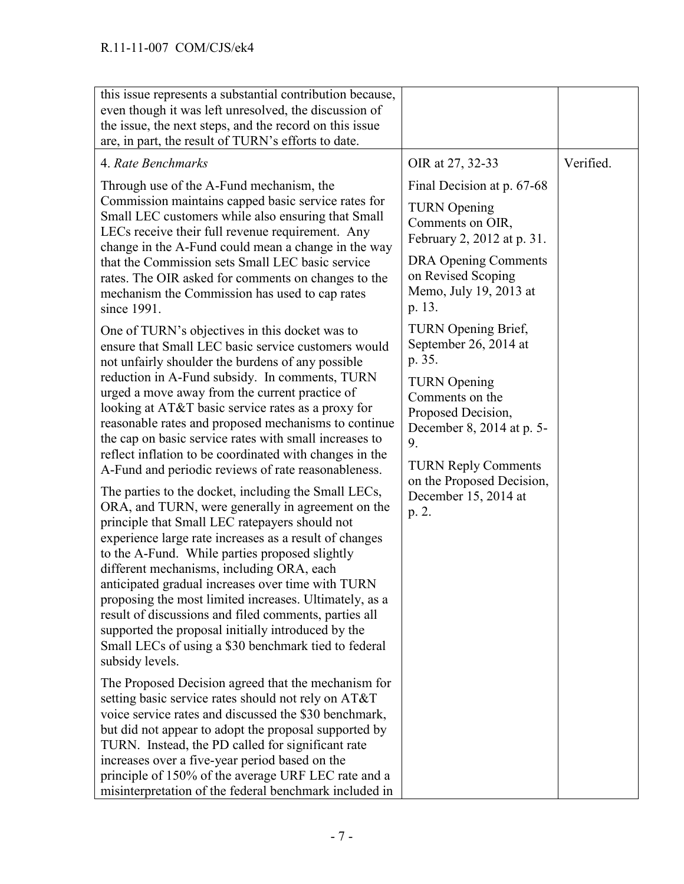| | | |
|---|---|---|
| this issue represents a substantial contribution because, even though it was left unresolved, the discussion of the issue, the next steps, and the record on this issue are, in part, the result of TURN's efforts to date. | | |
| 4. *Rate Benchmarks*<br><br>Through use of the A-Fund mechanism, the Commission maintains capped basic service rates for Small LEC customers while also ensuring that Small LECs receive their full revenue requirement. Any change in the A-Fund could mean a change in the way that the Commission sets Small LEC basic service rates. The OIR asked for comments on changes to the mechanism the Commission has used to cap rates since 1991.<br><br>One of TURN's objectives in this docket was to ensure that Small LEC basic service customers would not unfairly shoulder the burdens of any possible reduction in A-Fund subsidy. In comments, TURN urged a move away from the current practice of looking at AT&T basic service rates as a proxy for reasonable rates and proposed mechanisms to continue the cap on basic service rates with small increases to reflect inflation to be coordinated with changes in the A-Fund and periodic reviews of rate reasonableness.<br><br>The parties to the docket, including the Small LECs, ORA, and TURN, were generally in agreement on the principle that Small LEC ratepayers should not experience large rate increases as a result of changes to the A-Fund. While parties proposed slightly different mechanisms, including ORA, each anticipated gradual increases over time with TURN proposing the most limited increases. Ultimately, as a result of discussions and filed comments, parties all supported the proposal initially introduced by the Small LECs of using a $30 benchmark tied to federal subsidy levels.<br><br>The Proposed Decision agreed that the mechanism for setting basic service rates should not rely on AT&T voice service rates and discussed the $30 benchmark, but did not appear to adopt the proposal supported by TURN. Instead, the PD called for significant rate increases over a five-year period based on the principle of 150% of the average URF LEC rate and a misinterpretation of the federal benchmark included in | OIR at 27, 32-33<br><br>Final Decision at p. 67-68<br><br>TURN Opening Comments on OIR, February 2, 2012 at p. 31.<br><br>DRA Opening Comments on Revised Scoping Memo, July 19, 2013 at p. 13.<br><br>TURN Opening Brief, September 26, 2014 at p. 35.<br><br>TURN Opening Comments on the Proposed Decision, December 8, 2014 at p. 5-9.<br><br>TURN Reply Comments on the Proposed Decision, December 15, 2014 at p. 2. | Verified. |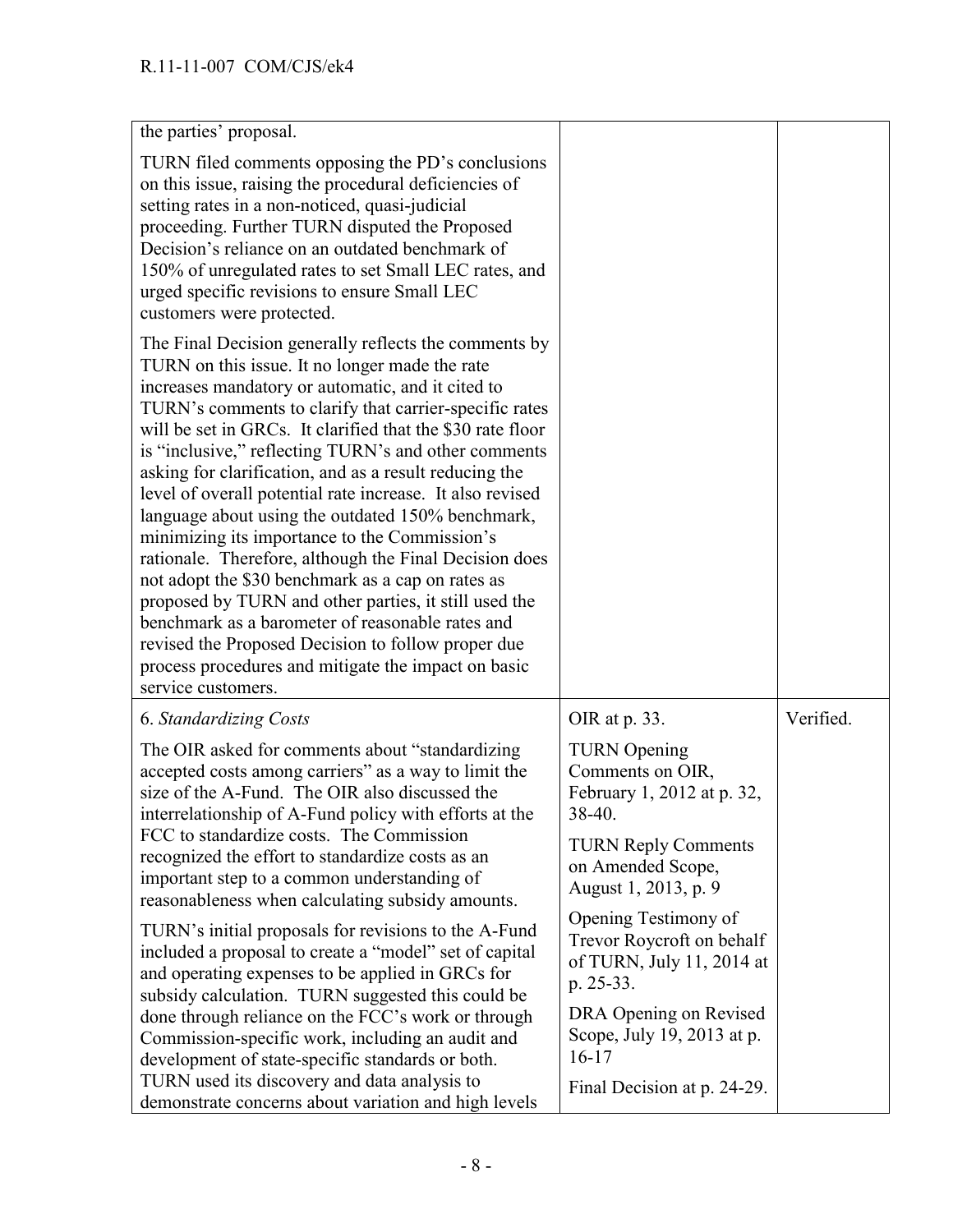| | | |
|---|---|---|
| the parties' proposal.<br><br>TURN filed comments opposing the PD's conclusions on this issue, raising the procedural deficiencies of setting rates in a non-noticed, quasi-judicial proceeding. Further TURN disputed the Proposed Decision's reliance on an outdated benchmark of 150% of unregulated rates to set Small LEC rates, and urged specific revisions to ensure Small LEC customers were protected.<br><br>The Final Decision generally reflects the comments by TURN on this issue. It no longer made the rate increases mandatory or automatic, and it cited to TURN's comments to clarify that carrier-specific rates will be set in GRCs. It clarified that the \$30 rate floor is "inclusive," reflecting TURN's and other comments asking for clarification, and as a result reducing the level of overall potential rate increase. It also revised language about using the outdated 150% benchmark, minimizing its importance to the Commission's rationale. Therefore, although the Final Decision does not adopt the \$30 benchmark as a cap on rates as proposed by TURN and other parties, it still used the benchmark as a barometer of reasonable rates and revised the Proposed Decision to follow proper due process procedures and mitigate the impact on basic service customers. | | |
| 6. *Standardizing Costs*<br><br>The OIR asked for comments about "standardizing accepted costs among carriers" as a way to limit the size of the A-Fund. The OIR also discussed the interrelationship of A-Fund policy with efforts at the FCC to standardize costs. The Commission recognized the effort to standardize costs as an important step to a common understanding of reasonableness when calculating subsidy amounts.<br><br>TURN's initial proposals for revisions to the A-Fund included a proposal to create a "model" set of capital and operating expenses to be applied in GRCs for subsidy calculation. TURN suggested this could be done through reliance on the FCC's work or through Commission-specific work, including an audit and development of state-specific standards or both. TURN used its discovery and data analysis to demonstrate concerns about variation and high levels | OIR at p. 33.<br><br>TURN Opening Comments on OIR, February 1, 2012 at p. 32, 38-40.<br><br>TURN Reply Comments on Amended Scope, August 1, 2013, p. 9<br><br>Opening Testimony of Trevor Roycroft on behalf of TURN, July 11, 2014 at p. 25-33.<br><br>DRA Opening on Revised Scope, July 19, 2013 at p. 16-17<br><br>Final Decision at p. 24-29. | Verified. |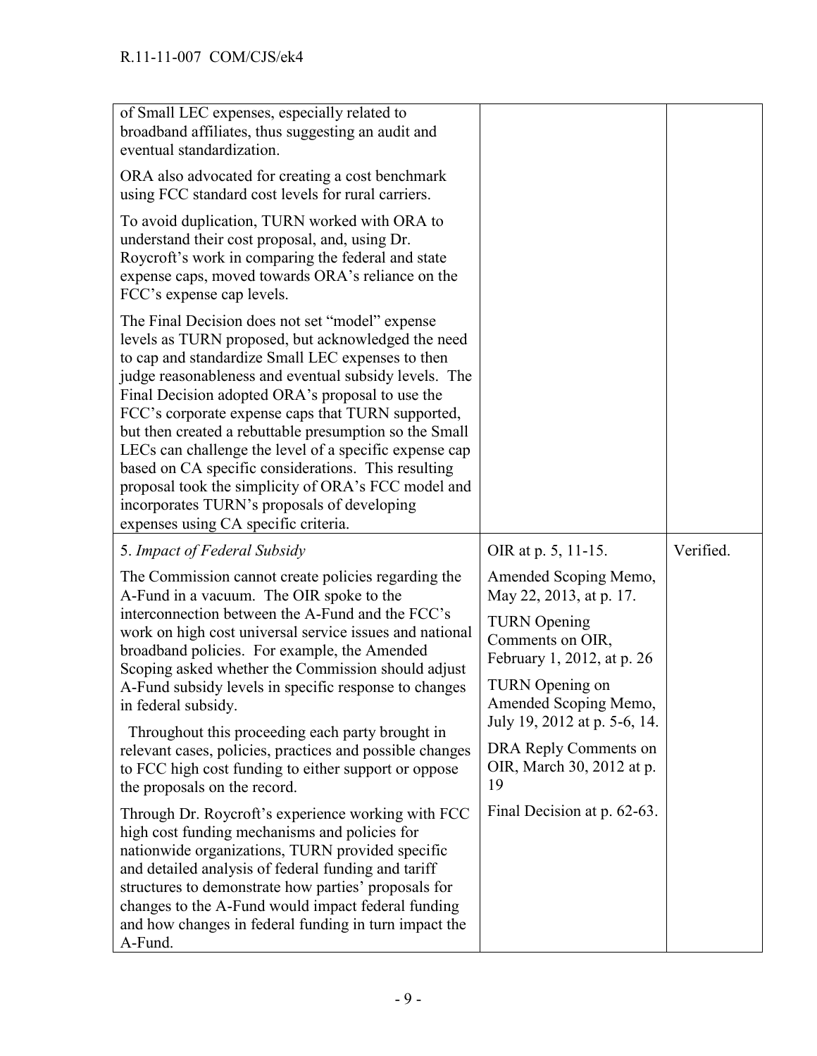| | | |
|---|---|---|
| of Small LEC expenses, especially related to broadband affiliates, thus suggesting an audit and eventual standardization.<br><br>ORA also advocated for creating a cost benchmark using FCC standard cost levels for rural carriers.<br><br>To avoid duplication, TURN worked with ORA to understand their cost proposal, and, using Dr. Roycroft's work in comparing the federal and state expense caps, moved towards ORA's reliance on the FCC's expense cap levels.<br><br>The Final Decision does not set "model" expense levels as TURN proposed, but acknowledged the need to cap and standardize Small LEC expenses to then judge reasonableness and eventual subsidy levels. The Final Decision adopted ORA's proposal to use the FCC's corporate expense caps that TURN supported, but then created a rebuttable presumption so the Small LECs can challenge the level of a specific expense cap based on CA specific considerations. This resulting proposal took the simplicity of ORA's FCC model and incorporates TURN's proposals of developing expenses using CA specific criteria. | | |
| 5. *Impact of Federal Subsidy*<br><br>The Commission cannot create policies regarding the A-Fund in a vacuum. The OIR spoke to the interconnection between the A-Fund and the FCC's work on high cost universal service issues and national broadband policies. For example, the Amended Scoping asked whether the Commission should adjust A-Fund subsidy levels in specific response to changes in federal subsidy.<br><br>Throughout this proceeding each party brought in relevant cases, policies, practices and possible changes to FCC high cost funding to either support or oppose the proposals on the record.<br><br>Through Dr. Roycroft's experience working with FCC high cost funding mechanisms and policies for nationwide organizations, TURN provided specific and detailed analysis of federal funding and tariff structures to demonstrate how parties' proposals for changes to the A-Fund would impact federal funding and how changes in federal funding in turn impact the A-Fund. | OIR at p. 5, 11-15.<br><br>Amended Scoping Memo, May 22, 2013, at p. 17.<br><br>TURN Opening Comments on OIR, February 1, 2012, at p. 26<br><br>TURN Opening on Amended Scoping Memo, July 19, 2012 at p. 5-6, 14.<br><br>DRA Reply Comments on OIR, March 30, 2012 at p. 19<br><br>Final Decision at p. 62-63. | Verified. |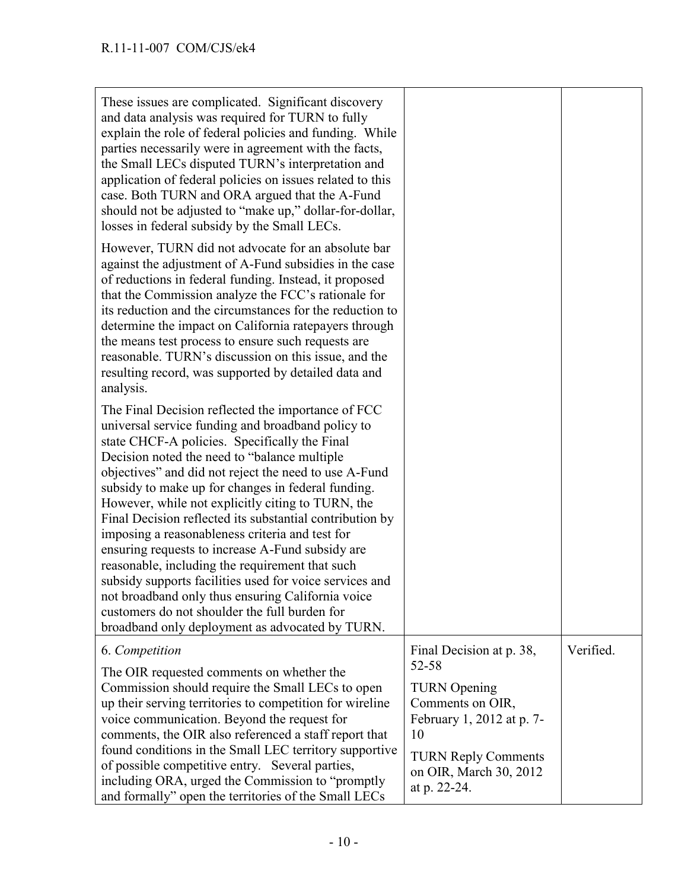| | | |
|---|---|---|
| These issues are complicated. Significant discovery and data analysis was required for TURN to fully explain the role of federal policies and funding. While parties necessarily were in agreement with the facts, the Small LECs disputed TURN's interpretation and application of federal policies on issues related to this case. Both TURN and ORA argued that the A-Fund should not be adjusted to "make up," dollar-for-dollar, losses in federal subsidy by the Small LECs.<br><br>However, TURN did not advocate for an absolute bar against the adjustment of A-Fund subsidies in the case of reductions in federal funding. Instead, it proposed that the Commission analyze the FCC's rationale for its reduction and the circumstances for the reduction to determine the impact on California ratepayers through the means test process to ensure such requests are reasonable. TURN's discussion on this issue, and the resulting record, was supported by detailed data and analysis.<br><br>The Final Decision reflected the importance of FCC universal service funding and broadband policy to state CHCF-A policies. Specifically the Final Decision noted the need to "balance multiple objectives" and did not reject the need to use A-Fund subsidy to make up for changes in federal funding. However, while not explicitly citing to TURN, the Final Decision reflected its substantial contribution by imposing a reasonableness criteria and test for ensuring requests to increase A-Fund subsidy are reasonable, including the requirement that such subsidy supports facilities used for voice services and not broadband only thus ensuring California voice customers do not shoulder the full burden for broadband only deployment as advocated by TURN. | | |
| 6. *Competition*<br><br>The OIR requested comments on whether the Commission should require the Small LECs to open up their serving territories to competition for wireline voice communication. Beyond the request for comments, the OIR also referenced a staff report that found conditions in the Small LEC territory supportive of possible competitive entry. Several parties, including ORA, urged the Commission to "promptly and formally" open the territories of the Small LECs | Final Decision at p. 38, 52-58<br><br>TURN Opening Comments on OIR, February 1, 2012 at p. 7-10<br><br>TURN Reply Comments on OIR, March 30, 2012 at p. 22-24. | Verified. |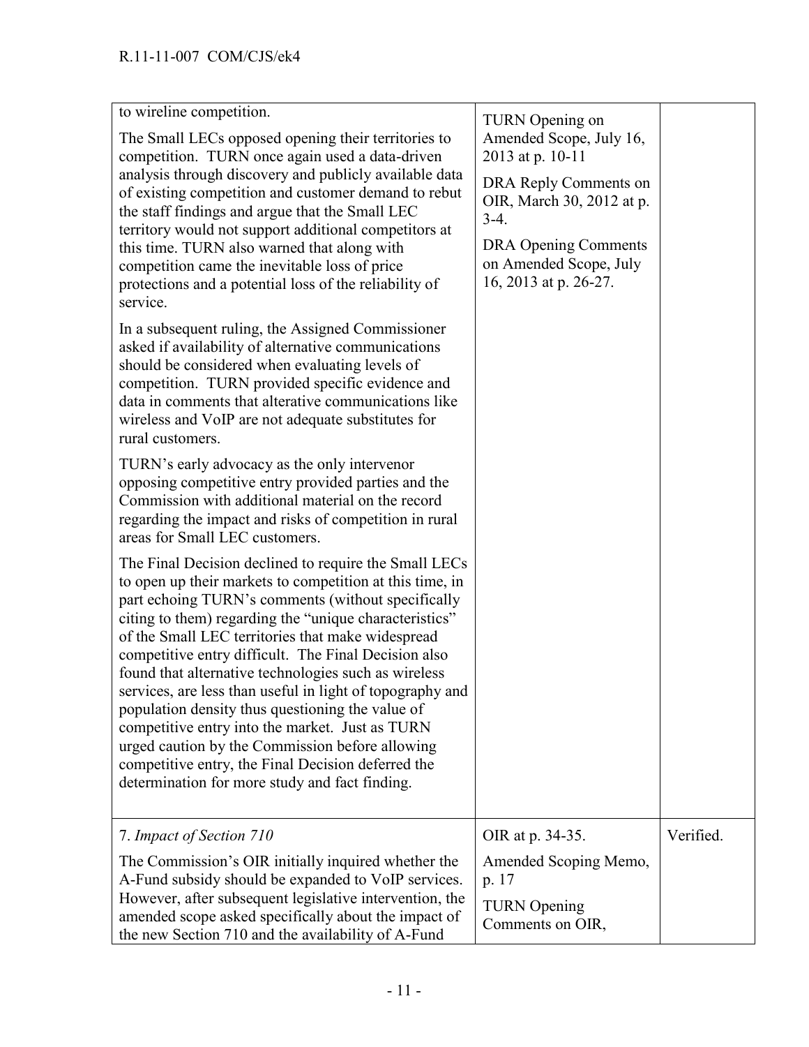| | | |
|---|---|---|
| to wireline competition.<br><br>The Small LECs opposed opening their territories to competition. TURN once again used a data-driven analysis through discovery and publicly available data of existing competition and customer demand to rebut the staff findings and argue that the Small LEC territory would not support additional competitors at this time. TURN also warned that along with competition came the inevitable loss of price protections and a potential loss of the reliability of service.<br><br>In a subsequent ruling, the Assigned Commissioner asked if availability of alternative communications should be considered when evaluating levels of competition. TURN provided specific evidence and data in comments that alterative communications like wireless and VoIP are not adequate substitutes for rural customers.<br><br>TURN's early advocacy as the only intervenor opposing competitive entry provided parties and the Commission with additional material on the record regarding the impact and risks of competition in rural areas for Small LEC customers.<br><br>The Final Decision declined to require the Small LECs to open up their markets to competition at this time, in part echoing TURN's comments (without specifically citing to them) regarding the "unique characteristics" of the Small LEC territories that make widespread competitive entry difficult. The Final Decision also found that alternative technologies such as wireless services, are less than useful in light of topography and population density thus questioning the value of competitive entry into the market. Just as TURN urged caution by the Commission before allowing competitive entry, the Final Decision deferred the determination for more study and fact finding. | TURN Opening on Amended Scope, July 16, 2013 at p. 10-11<br><br>DRA Reply Comments on OIR, March 30, 2012 at p. 3-4.<br><br>DRA Opening Comments on Amended Scope, July 16, 2013 at p. 26-27. | |
| 7. *Impact of Section 710*<br><br>The Commission's OIR initially inquired whether the A-Fund subsidy should be expanded to VoIP services. However, after subsequent legislative intervention, the amended scope asked specifically about the impact of the new Section 710 and the availability of A-Fund | OIR at p. 34-35.<br><br>Amended Scoping Memo, p. 17<br><br>TURN Opening Comments on OIR, | Verified. |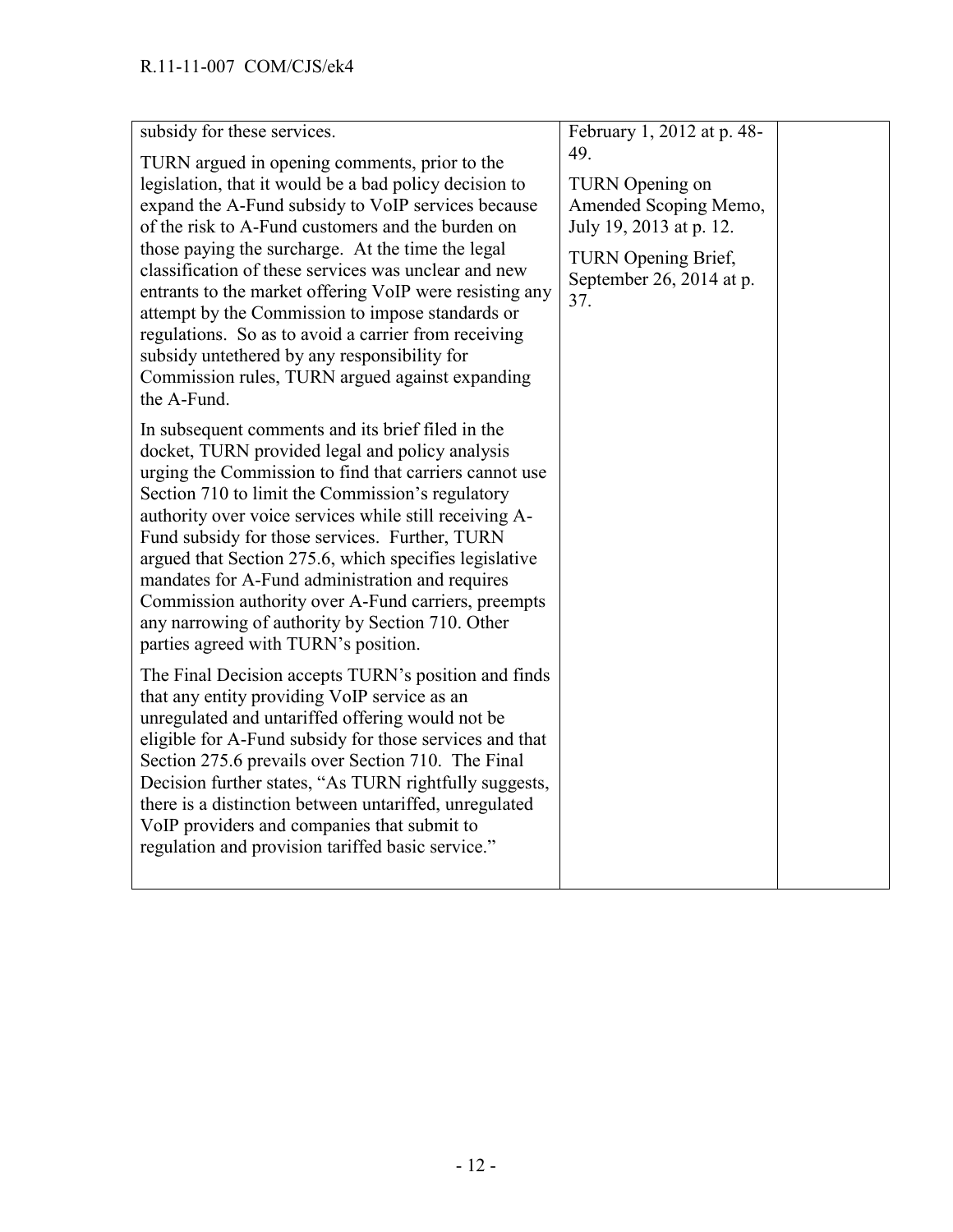| | | |
|---|---|---|
| subsidy for these services.<br><br>TURN argued in opening comments, prior to the legislation, that it would be a bad policy decision to expand the A-Fund subsidy to VoIP services because of the risk to A-Fund customers and the burden on those paying the surcharge. At the time the legal classification of these services was unclear and new entrants to the market offering VoIP were resisting any attempt by the Commission to impose standards or regulations. So as to avoid a carrier from receiving subsidy untethered by any responsibility for Commission rules, TURN argued against expanding the A-Fund.<br><br>In subsequent comments and its brief filed in the docket, TURN provided legal and policy analysis urging the Commission to find that carriers cannot use Section 710 to limit the Commission's regulatory authority over voice services while still receiving A-Fund subsidy for those services. Further, TURN argued that Section 275.6, which specifies legislative mandates for A-Fund administration and requires Commission authority over A-Fund carriers, preempts any narrowing of authority by Section 710. Other parties agreed with TURN's position.<br><br>The Final Decision accepts TURN's position and finds that any entity providing VoIP service as an unregulated and untariffed offering would not be eligible for A-Fund subsidy for those services and that Section 275.6 prevails over Section 710. The Final Decision further states, "As TURN rightfully suggests, there is a distinction between untariffed, unregulated VoIP providers and companies that submit to regulation and provision tariffed basic service." | February 1, 2012 at p. 48-49.<br><br>TURN Opening on Amended Scoping Memo, July 19, 2013 at p. 12.<br><br>TURN Opening Brief, September 26, 2014 at p. 37. | |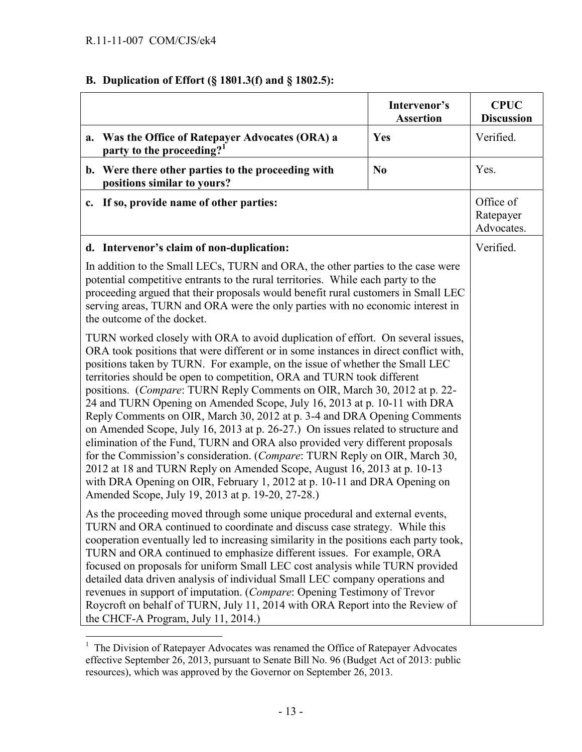### B. Duplication of Effort (§ 1801.3(f) and § 1802.5):

| | Intervenor's Assertion | CPUC Discussion |
|---|---|---|
| **a. Was the Office of Ratepayer Advocates (ORA) a party to the proceeding?[1]** | **Yes** | Verified. |
| **b. Were there other parties to the proceeding with positions similar to yours?** | **No** | Yes. |
| **c. If so, provide name of other parties:** | | Office of Ratepayer Advocates. |
| **d. Intervenor's claim of non-duplication:**<br><br>In addition to the Small LECs, TURN and ORA, the other parties to the case were potential competitive entrants to the rural territories. While each party to the proceeding argued that their proposals would benefit rural customers in Small LEC serving areas, TURN and ORA were the only parties with no economic interest in the outcome of the docket.<br><br>TURN worked closely with ORA to avoid duplication of effort. On several issues, ORA took positions that were different or in some instances in direct conflict with, positions taken by TURN. For example, on the issue of whether the Small LEC territories should be open to competition, ORA and TURN took different positions. (*Compare*: TURN Reply Comments on OIR, March 30, 2012 at p. 22-24 and TURN Opening on Amended Scope, July 16, 2013 at p. 10-11 with DRA Reply Comments on OIR, March 30, 2012 at p. 3-4 and DRA Opening Comments on Amended Scope, July 16, 2013 at p. 26-27.) On issues related to structure and elimination of the Fund, TURN and ORA also provided very different proposals for the Commission's consideration. (*Compare*: TURN Reply on OIR, March 30, 2012 at 18 and TURN Reply on Amended Scope, August 16, 2013 at p. 10-13 with DRA Opening on OIR, February 1, 2012 at p. 10-11 and DRA Opening on Amended Scope, July 19, 2013 at p. 19-20, 27-28.)<br><br>As the proceeding moved through some unique procedural and external events, TURN and ORA continued to coordinate and discuss case strategy. While this cooperation eventually led to increasing similarity in the positions each party took, TURN and ORA continued to emphasize different issues. For example, ORA focused on proposals for uniform Small LEC cost analysis while TURN provided detailed data driven analysis of individual Small LEC company operations and revenues in support of imputation. (*Compare*: Opening Testimony of Trevor Roycroft on behalf of TURN, July 11, 2014 with ORA Report into the Review of the CHCF-A Program, July 11, 2014.) | | Verified. |

[1] The Division of Ratepayer Advocates was renamed the Office of Ratepayer Advocates effective September 26, 2013, pursuant to Senate Bill No. 96 (Budget Act of 2013: public resources), which was approved by the Governor on September 26, 2013.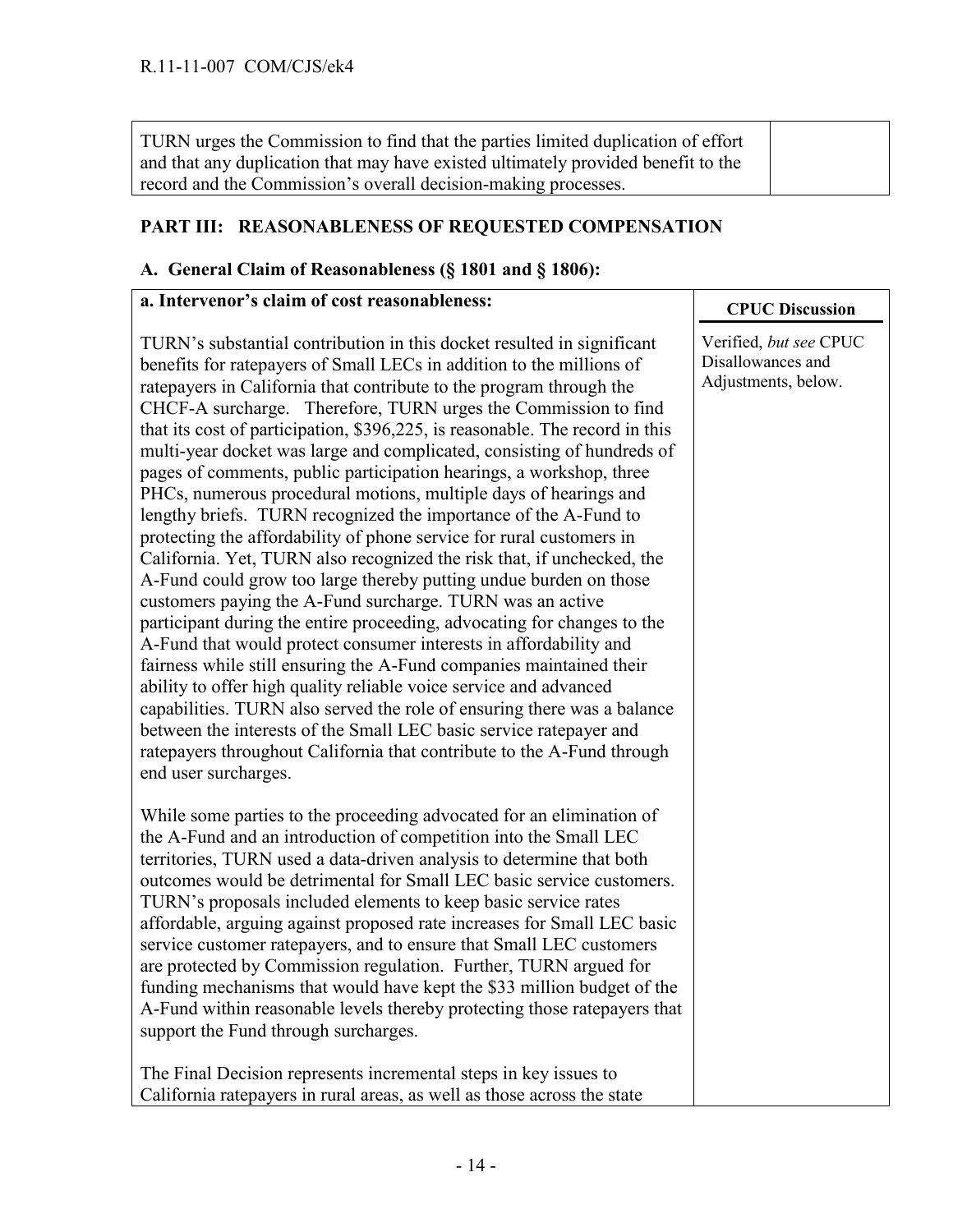| TURN urges the Commission to find that the parties limited duplication of effort and that any duplication that may have existed ultimately provided benefit to the record and the Commission's overall decision-making processes. | |
|---|---|

## PART III: REASONABLENESS OF REQUESTED COMPENSATION

### A. General Claim of Reasonableness (§ 1801 and § 1806):

| a. Intervenor's claim of cost reasonableness: | CPUC Discussion |
|---|---|
| TURN's substantial contribution in this docket resulted in significant benefits for ratepayers of Small LECs in addition to the millions of ratepayers in California that contribute to the program through the CHCF-A surcharge. Therefore, TURN urges the Commission to find that its cost of participation, $396,225, is reasonable. The record in this multi-year docket was large and complicated, consisting of hundreds of pages of comments, public participation hearings, a workshop, three PHCs, numerous procedural motions, multiple days of hearings and lengthy briefs. TURN recognized the importance of the A-Fund to protecting the affordability of phone service for rural customers in California. Yet, TURN also recognized the risk that, if unchecked, the A-Fund could grow too large thereby putting undue burden on those customers paying the A-Fund surcharge. TURN was an active participant during the entire proceeding, advocating for changes to the A-Fund that would protect consumer interests in affordability and fairness while still ensuring the A-Fund companies maintained their ability to offer high quality reliable voice service and advanced capabilities. TURN also served the role of ensuring there was a balance between the interests of the Small LEC basic service ratepayer and ratepayers throughout California that contribute to the A-Fund through end user surcharges.<br><br>While some parties to the proceeding advocated for an elimination of the A-Fund and an introduction of competition into the Small LEC territories, TURN used a data-driven analysis to determine that both outcomes would be detrimental for Small LEC basic service customers. TURN's proposals included elements to keep basic service rates affordable, arguing against proposed rate increases for Small LEC basic service customer ratepayers, and to ensure that Small LEC customers are protected by Commission regulation. Further, TURN argued for funding mechanisms that would have kept the $33 million budget of the A-Fund within reasonable levels thereby protecting those ratepayers that support the Fund through surcharges.<br><br>The Final Decision represents incremental steps in key issues to California ratepayers in rural areas, as well as those across the state | Verified, *but see* CPUC Disallowances and Adjustments, below. |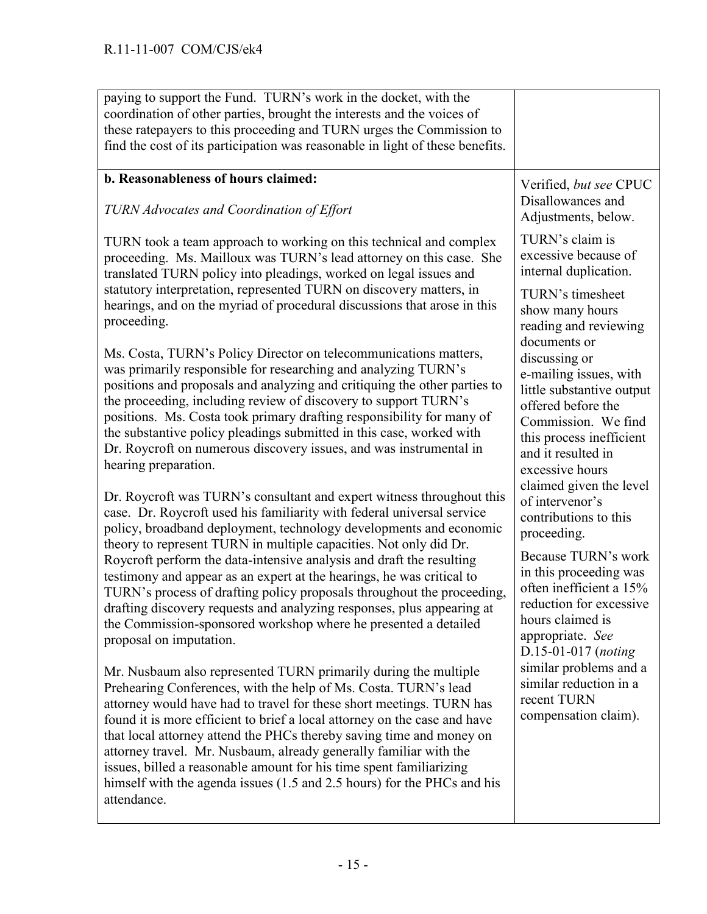| | |
|---|---|
| paying to support the Fund. TURN's work in the docket, with the coordination of other parties, brought the interests and the voices of these ratepayers to this proceeding and TURN urges the Commission to find the cost of its participation was reasonable in light of these benefits. | |
| **b. Reasonableness of hours claimed:**<br><br>*TURN Advocates and Coordination of Effort*<br><br>TURN took a team approach to working on this technical and complex proceeding. Ms. Mailloux was TURN's lead attorney on this case. She translated TURN policy into pleadings, worked on legal issues and statutory interpretation, represented TURN on discovery matters, in hearings, and on the myriad of procedural discussions that arose in this proceeding.<br><br>Ms. Costa, TURN's Policy Director on telecommunications matters, was primarily responsible for researching and analyzing TURN's positions and proposals and analyzing and critiquing the other parties to the proceeding, including review of discovery to support TURN's positions. Ms. Costa took primary drafting responsibility for many of the substantive policy pleadings submitted in this case, worked with Dr. Roycroft on numerous discovery issues, and was instrumental in hearing preparation.<br><br>Dr. Roycroft was TURN's consultant and expert witness throughout this case. Dr. Roycroft used his familiarity with federal universal service policy, broadband deployment, technology developments and economic theory to represent TURN in multiple capacities. Not only did Dr. Roycroft perform the data-intensive analysis and draft the resulting testimony and appear as an expert at the hearings, he was critical to TURN's process of drafting policy proposals throughout the proceeding, drafting discovery requests and analyzing responses, plus appearing at the Commission-sponsored workshop where he presented a detailed proposal on imputation.<br><br>Mr. Nusbaum also represented TURN primarily during the multiple Prehearing Conferences, with the help of Ms. Costa. TURN's lead attorney would have had to travel for these short meetings. TURN has found it is more efficient to brief a local attorney on the case and have that local attorney attend the PHCs thereby saving time and money on attorney travel. Mr. Nusbaum, already generally familiar with the issues, billed a reasonable amount for his time spent familiarizing himself with the agenda issues (1.5 and 2.5 hours) for the PHCs and his attendance. | Verified, *but see* CPUC Disallowances and Adjustments, below.<br><br>TURN's claim is excessive because of internal duplication.<br><br>TURN's timesheet show many hours reading and reviewing documents or discussing or e-mailing issues, with little substantive output offered before the Commission. We find this process inefficient and it resulted in excessive hours claimed given the level of intervenor's contributions to this proceeding.<br><br>Because TURN's work in this proceeding was often inefficient a 15% reduction for excessive hours claimed is appropriate. *See* D.15-01-017 (*noting* similar problems and a similar reduction in a recent TURN compensation claim). |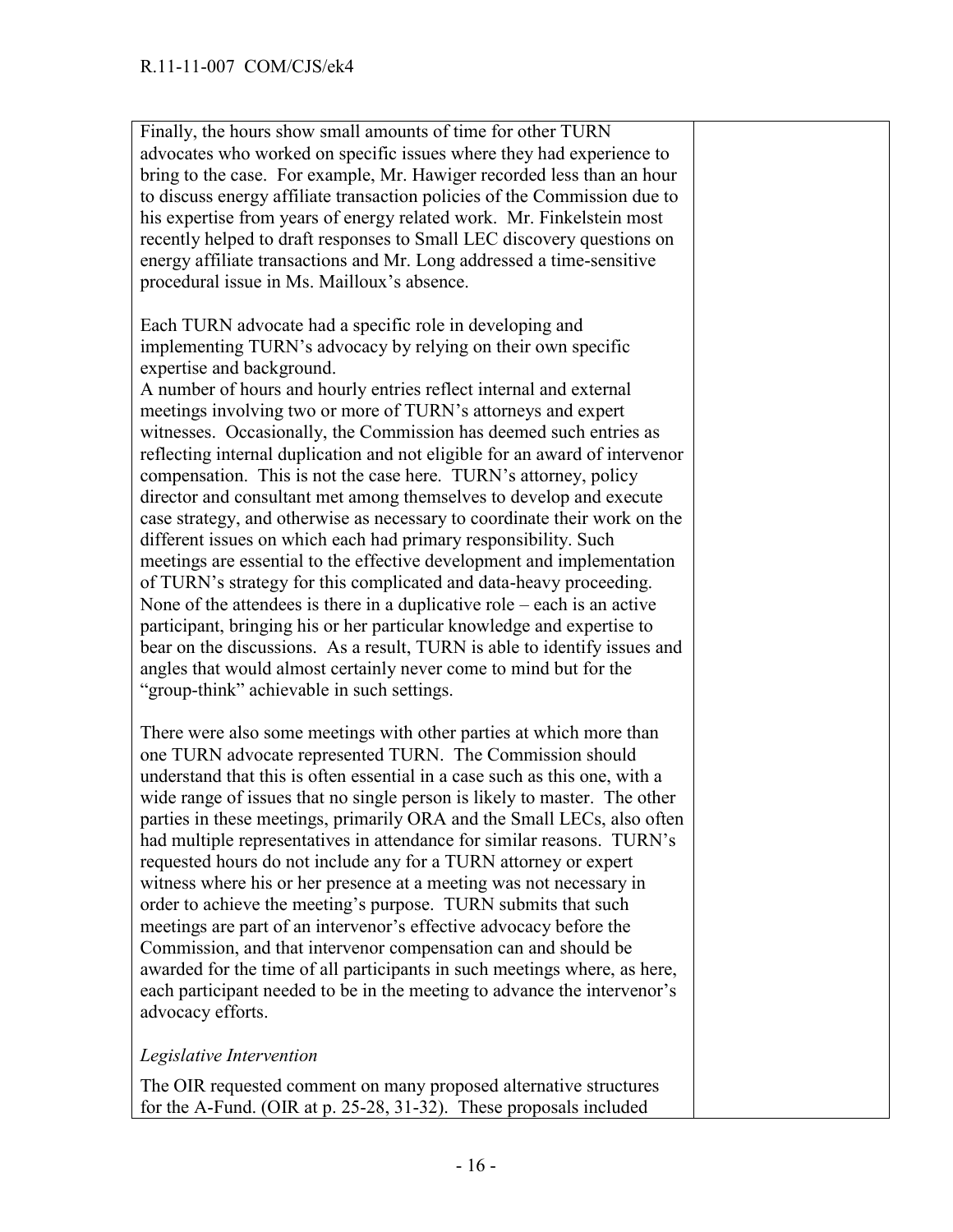| | |
|---|---|
| Finally, the hours show small amounts of time for other TURN advocates who worked on specific issues where they had experience to bring to the case. For example, Mr. Hawiger recorded less than an hour to discuss energy affiliate transaction policies of the Commission due to his expertise from years of energy related work. Mr. Finkelstein most recently helped to draft responses to Small LEC discovery questions on energy affiliate transactions and Mr. Long addressed a time-sensitive procedural issue in Ms. Mailloux's absence.<br><br>Each TURN advocate had a specific role in developing and implementing TURN's advocacy by relying on their own specific expertise and background.<br>A number of hours and hourly entries reflect internal and external meetings involving two or more of TURN's attorneys and expert witnesses. Occasionally, the Commission has deemed such entries as reflecting internal duplication and not eligible for an award of intervenor compensation. This is not the case here. TURN's attorney, policy director and consultant met among themselves to develop and execute case strategy, and otherwise as necessary to coordinate their work on the different issues on which each had primary responsibility. Such meetings are essential to the effective development and implementation of TURN's strategy for this complicated and data-heavy proceeding. None of the attendees is there in a duplicative role – each is an active participant, bringing his or her particular knowledge and expertise to bear on the discussions. As a result, TURN is able to identify issues and angles that would almost certainly never come to mind but for the "group-think" achievable in such settings.<br><br>There were also some meetings with other parties at which more than one TURN advocate represented TURN. The Commission should understand that this is often essential in a case such as this one, with a wide range of issues that no single person is likely to master. The other parties in these meetings, primarily ORA and the Small LECs, also often had multiple representatives in attendance for similar reasons. TURN's requested hours do not include any for a TURN attorney or expert witness where his or her presence at a meeting was not necessary in order to achieve the meeting's purpose. TURN submits that such meetings are part of an intervenor's effective advocacy before the Commission, and that intervenor compensation can and should be awarded for the time of all participants in such meetings where, as here, each participant needed to be in the meeting to advance the intervenor's advocacy efforts.<br><br>*Legislative Intervention*<br><br>The OIR requested comment on many proposed alternative structures for the A-Fund. (OIR at p. 25-28, 31-32). These proposals included | |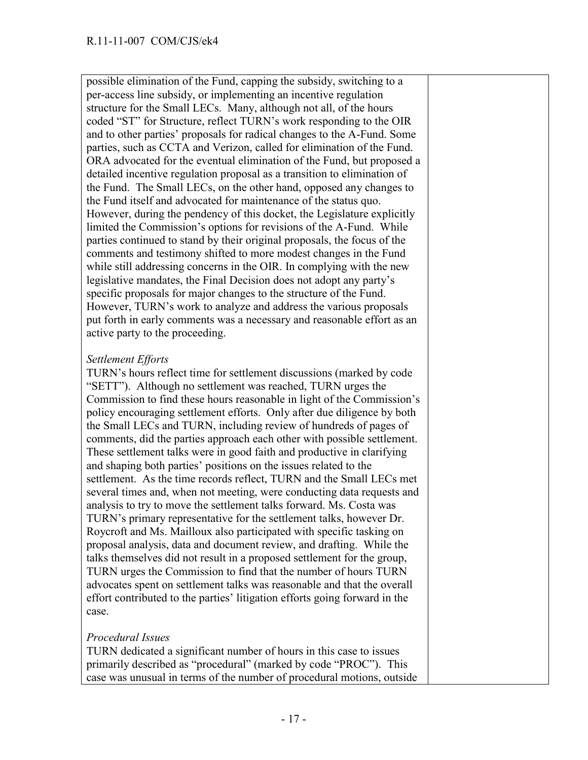| | |
|---|---|
| possible elimination of the Fund, capping the subsidy, switching to a per-access line subsidy, or implementing an incentive regulation structure for the Small LECs. Many, although not all, of the hours coded "ST" for Structure, reflect TURN's work responding to the OIR and to other parties' proposals for radical changes to the A-Fund. Some parties, such as CCTA and Verizon, called for elimination of the Fund. ORA advocated for the eventual elimination of the Fund, but proposed a detailed incentive regulation proposal as a transition to elimination of the Fund. The Small LECs, on the other hand, opposed any changes to the Fund itself and advocated for maintenance of the status quo. However, during the pendency of this docket, the Legislature explicitly limited the Commission's options for revisions of the A-Fund. While parties continued to stand by their original proposals, the focus of the comments and testimony shifted to more modest changes in the Fund while still addressing concerns in the OIR. In complying with the new legislative mandates, the Final Decision does not adopt any party's specific proposals for major changes to the structure of the Fund. However, TURN's work to analyze and address the various proposals put forth in early comments was a necessary and reasonable effort as an active party to the proceeding.<br><br>*Settlement Efforts*<br>TURN's hours reflect time for settlement discussions (marked by code "SETT"). Although no settlement was reached, TURN urges the Commission to find these hours reasonable in light of the Commission's policy encouraging settlement efforts. Only after due diligence by both the Small LECs and TURN, including review of hundreds of pages of comments, did the parties approach each other with possible settlement. These settlement talks were in good faith and productive in clarifying and shaping both parties' positions on the issues related to the settlement. As the time records reflect, TURN and the Small LECs met several times and, when not meeting, were conducting data requests and analysis to try to move the settlement talks forward. Ms. Costa was TURN's primary representative for the settlement talks, however Dr. Roycroft and Ms. Mailloux also participated with specific tasking on proposal analysis, data and document review, and drafting. While the talks themselves did not result in a proposed settlement for the group, TURN urges the Commission to find that the number of hours TURN advocates spent on settlement talks was reasonable and that the overall effort contributed to the parties' litigation efforts going forward in the case.<br><br>*Procedural Issues*<br>TURN dedicated a significant number of hours in this case to issues primarily described as "procedural" (marked by code "PROC"). This case was unusual in terms of the number of procedural motions, outside | |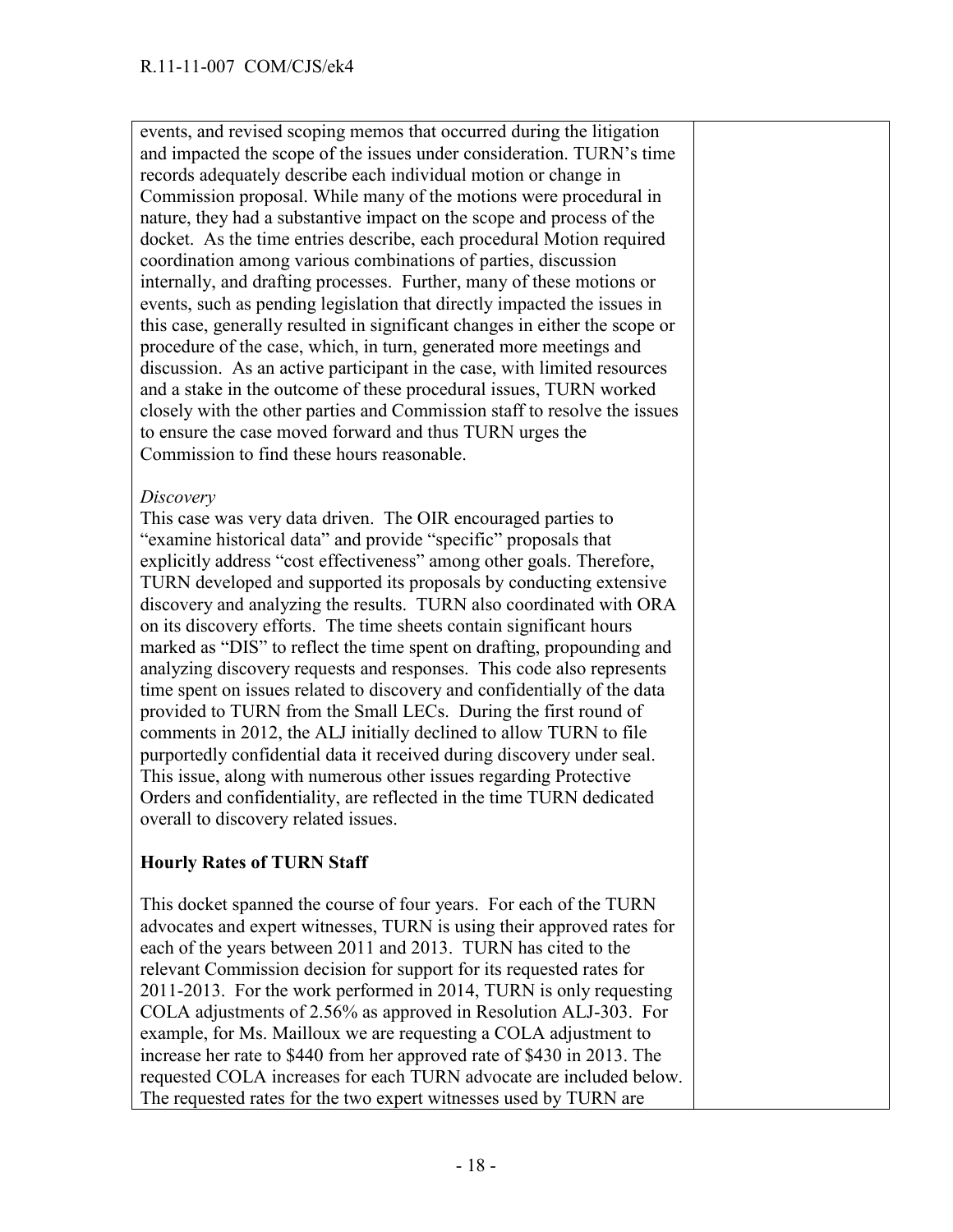| | |
|---|---|
| events, and revised scoping memos that occurred during the litigation and impacted the scope of the issues under consideration. TURN's time records adequately describe each individual motion or change in Commission proposal. While many of the motions were procedural in nature, they had a substantive impact on the scope and process of the docket. As the time entries describe, each procedural Motion required coordination among various combinations of parties, discussion internally, and drafting processes. Further, many of these motions or events, such as pending legislation that directly impacted the issues in this case, generally resulted in significant changes in either the scope or procedure of the case, which, in turn, generated more meetings and discussion. As an active participant in the case, with limited resources and a stake in the outcome of these procedural issues, TURN worked closely with the other parties and Commission staff to resolve the issues to ensure the case moved forward and thus TURN urges the Commission to find these hours reasonable.<br><br>*Discovery*<br>This case was very data driven. The OIR encouraged parties to "examine historical data" and provide "specific" proposals that explicitly address "cost effectiveness" among other goals. Therefore, TURN developed and supported its proposals by conducting extensive discovery and analyzing the results. TURN also coordinated with ORA on its discovery efforts. The time sheets contain significant hours marked as "DIS" to reflect the time spent on drafting, propounding and analyzing discovery requests and responses. This code also represents time spent on issues related to discovery and confidentially of the data provided to TURN from the Small LECs. During the first round of comments in 2012, the ALJ initially declined to allow TURN to file purportedly confidential data it received during discovery under seal. This issue, along with numerous other issues regarding Protective Orders and confidentiality, are reflected in the time TURN dedicated overall to discovery related issues.<br><br>**Hourly Rates of TURN Staff**<br><br>This docket spanned the course of four years. For each of the TURN advocates and expert witnesses, TURN is using their approved rates for each of the years between 2011 and 2013. TURN has cited to the relevant Commission decision for support for its requested rates for 2011-2013. For the work performed in 2014, TURN is only requesting COLA adjustments of 2.56% as approved in Resolution ALJ-303. For example, for Ms. Mailloux we are requesting a COLA adjustment to increase her rate to $440 from her approved rate of $430 in 2013. The requested COLA increases for each TURN advocate are included below. The requested rates for the two expert witnesses used by TURN are | |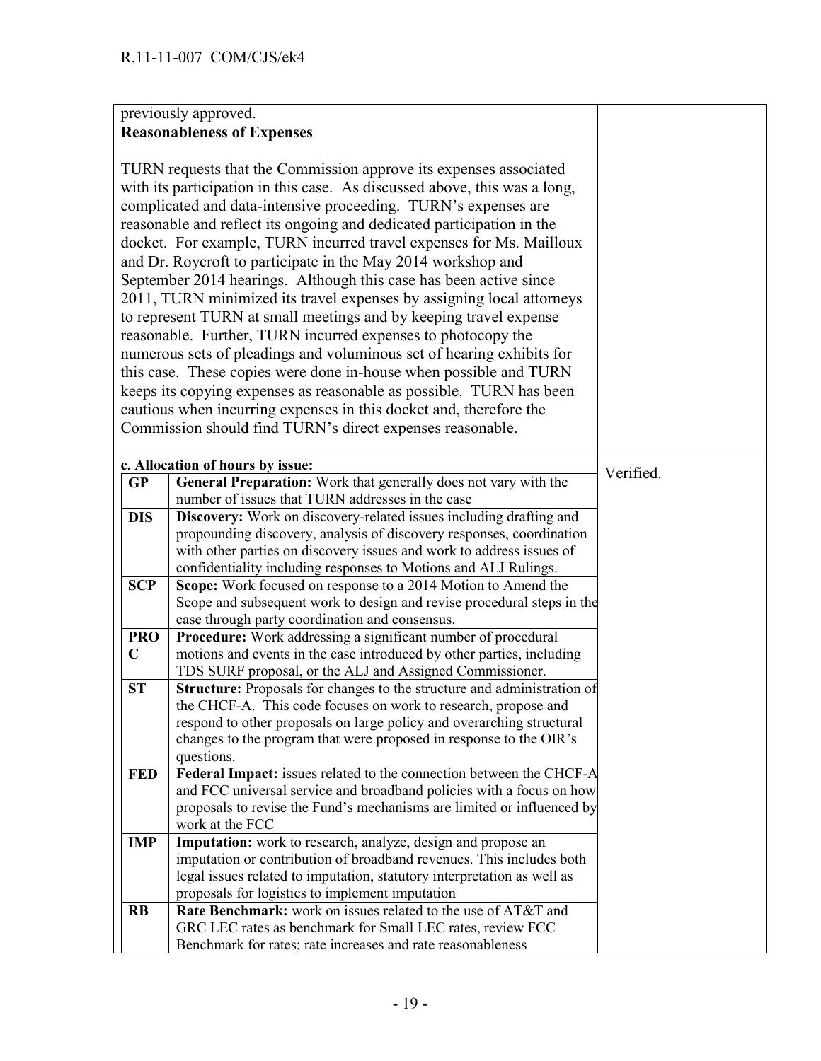| | |
|---|---|
| previously approved.<br>**Reasonableness of Expenses**<br><br>TURN requests that the Commission approve its expenses associated with its participation in this case. As discussed above, this was a long, complicated and data-intensive proceeding. TURN's expenses are reasonable and reflect its ongoing and dedicated participation in the docket. For example, TURN incurred travel expenses for Ms. Mailloux and Dr. Roycroft to participate in the May 2014 workshop and September 2014 hearings. Although this case has been active since 2011, TURN minimized its travel expenses by assigning local attorneys to represent TURN at small meetings and by keeping travel expense reasonable. Further, TURN incurred expenses to photocopy the numerous sets of pleadings and voluminous set of hearing exhibits for this case. These copies were done in-house when possible and TURN keeps its copying expenses as reasonable as possible. TURN has been cautious when incurring expenses in this docket and, therefore the Commission should find TURN's direct expenses reasonable. | |

**c. Allocation of hours by issue:**

| Code | Description | |
|---|---|---|
| **GP** | **General Preparation:** Work that generally does not vary with the number of issues that TURN addresses in the case | Verified. |
| **DIS** | **Discovery:** Work on discovery-related issues including drafting and propounding discovery, analysis of discovery responses, coordination with other parties on discovery issues and work to address issues of confidentiality including responses to Motions and ALJ Rulings. | |
| **SCP** | **Scope:** Work focused on response to a 2014 Motion to Amend the Scope and subsequent work to design and revise procedural steps in the case through party coordination and consensus. | |
| **PROC** | **Procedure:** Work addressing a significant number of procedural motions and events in the case introduced by other parties, including TDS SURF proposal, or the ALJ and Assigned Commissioner. | |
| **ST** | **Structure:** Proposals for changes to the structure and administration of the CHCF-A. This code focuses on work to research, propose and respond to other proposals on large policy and overarching structural changes to the program that were proposed in response to the OIR's questions. | |
| **FED** | **Federal Impact:** issues related to the connection between the CHCF-A and FCC universal service and broadband policies with a focus on how proposals to revise the Fund's mechanisms are limited or influenced by work at the FCC | |
| **IMP** | **Imputation:** work to research, analyze, design and propose an imputation or contribution of broadband revenues. This includes both legal issues related to imputation, statutory interpretation as well as proposals for logistics to implement imputation | |
| **RB** | **Rate Benchmark:** work on issues related to the use of AT&T and GRC LEC rates as benchmark for Small LEC rates, review FCC Benchmark for rates; rate increases and rate reasonableness | |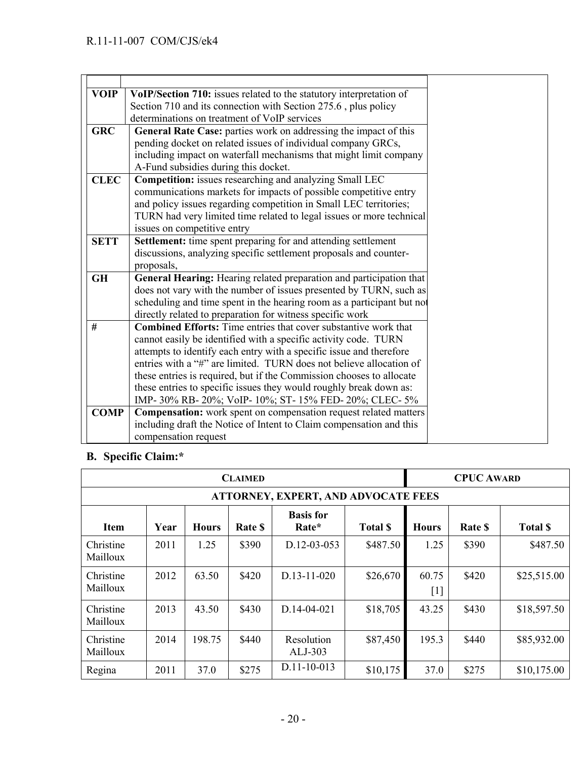| | |
|---|---|
| **VOIP** | **VoIP/Section 710:** issues related to the statutory interpretation of Section 710 and its connection with Section 275.6 , plus policy determinations on treatment of VoIP services |
| **GRC** | **General Rate Case:** parties work on addressing the impact of this pending docket on related issues of individual company GRCs, including impact on waterfall mechanisms that might limit company A-Fund subsidies during this docket. |
| **CLEC** | **Competition:** issues researching and analyzing Small LEC communications markets for impacts of possible competitive entry and policy issues regarding competition in Small LEC territories; TURN had very limited time related to legal issues or more technical issues on competitive entry |
| **SETT** | **Settlement:** time spent preparing for and attending settlement discussions, analyzing specific settlement proposals and counter-proposals, |
| **GH** | **General Hearing:** Hearing related preparation and participation that does not vary with the number of issues presented by TURN, such as scheduling and time spent in the hearing room as a participant but not directly related to preparation for witness specific work |
| **#** | **Combined Efforts:** Time entries that cover substantive work that cannot easily be identified with a specific activity code. TURN attempts to identify each entry with a specific issue and therefore entries with a "#" are limited. TURN does not believe allocation of these entries is required, but if the Commission chooses to allocate these entries to specific issues they would roughly break down as: IMP- 30% RB- 20%; VoIP- 10%; ST- 15% FED- 20%; CLEC- 5% |
| **COMP** | **Compensation:** work spent on compensation request related matters including draft the Notice of Intent to Claim compensation and this compensation request |

## B. Specific Claim:*

| CLAIMED | | | | | | CPUC AWARD | | |
|---|---|---|---|---|---|---|---|---|
| **ATTORNEY, EXPERT, AND ADVOCATE FEES** | | | | | | | | |
| **Item** | **Year** | **Hours** | **Rate $** | **Basis for Rate*** | **Total $** | **Hours** | **Rate $** | **Total $** |
| Christine Mailloux | 2011 | 1.25 | $390 | D.12-03-053 | $487.50 | 1.25 | $390 | $487.50 |
| Christine Mailloux | 2012 | 63.50 | $420 | D.13-11-020 | $26,670 | 60.75 [1] | $420 | $25,515.00 |
| Christine Mailloux | 2013 | 43.50 | $430 | D.14-04-021 | $18,705 | 43.25 | $430 | $18,597.50 |
| Christine Mailloux | 2014 | 198.75 | $440 | Resolution ALJ-303 | $87,450 | 195.3 | $440 | $85,932.00 |
| Regina | 2011 | 37.0 | $275 | D.11-10-013 | $10,175 | 37.0 | $275 | $10,175.00 |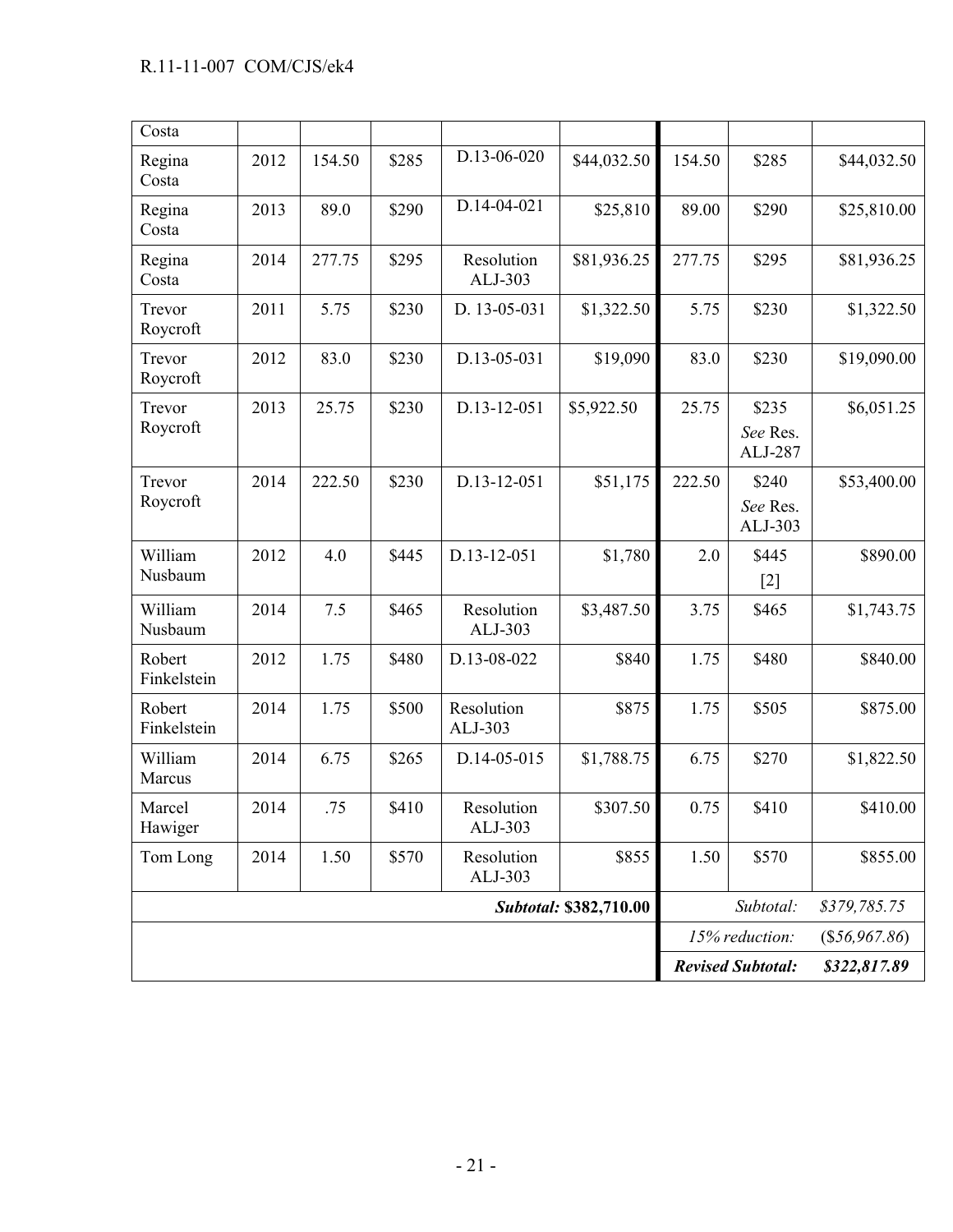| Costa | | | | | | | | |
|---|---|---|---|---|---|---|---|---|
| Regina Costa | 2012 | 154.50 | $285 | D.13-06-020 | $44,032.50 | 154.50 | $285 | $44,032.50 |
| Regina Costa | 2013 | 89.0 | $290 | D.14-04-021 | $25,810 | 89.00 | $290 | $25,810.00 |
| Regina Costa | 2014 | 277.75 | $295 | Resolution ALJ-303 | $81,936.25 | 277.75 | $295 | $81,936.25 |
| Trevor Roycroft | 2011 | 5.75 | $230 | D. 13-05-031 | $1,322.50 | 5.75 | $230 | $1,322.50 |
| Trevor Roycroft | 2012 | 83.0 | $230 | D.13-05-031 | $19,090 | 83.0 | $230 | $19,090.00 |
| Trevor Roycroft | 2013 | 25.75 | $230 | D.13-12-051 | $5,922.50 | 25.75 | $235 *See* Res. ALJ-287 | $6,051.25 |
| Trevor Roycroft | 2014 | 222.50 | $230 | D.13-12-051 | $51,175 | 222.50 | $240 *See* Res. ALJ-303 | $53,400.00 |
| William Nusbaum | 2012 | 4.0 | $445 | D.13-12-051 | $1,780 | 2.0 | $445 [2] | $890.00 |
| William Nusbaum | 2014 | 7.5 | $465 | Resolution ALJ-303 | $3,487.50 | 3.75 | $465 | $1,743.75 |
| Robert Finkelstein | 2012 | 1.75 | $480 | D.13-08-022 | $840 | 1.75 | $480 | $840.00 |
| Robert Finkelstein | 2014 | 1.75 | $500 | Resolution ALJ-303 | $875 | 1.75 | $505 | $875.00 |
| William Marcus | 2014 | 6.75 | $265 | D.14-05-015 | $1,788.75 | 6.75 | $270 | $1,822.50 |
| Marcel Hawiger | 2014 | .75 | $410 | Resolution ALJ-303 | $307.50 | 0.75 | $410 | $410.00 |
| Tom Long | 2014 | 1.50 | $570 | Resolution ALJ-303 | $855 | 1.50 | $570 | $855.00 |
| | | | | | ***Subtotal: $382,710.00*** | | *Subtotal:* | *$379,785.75* |
| | | | | | | | *15% reduction:* | *($56,967.86)* |
| | | | | | | | ***Revised Subtotal:*** | ***$322,817.89*** |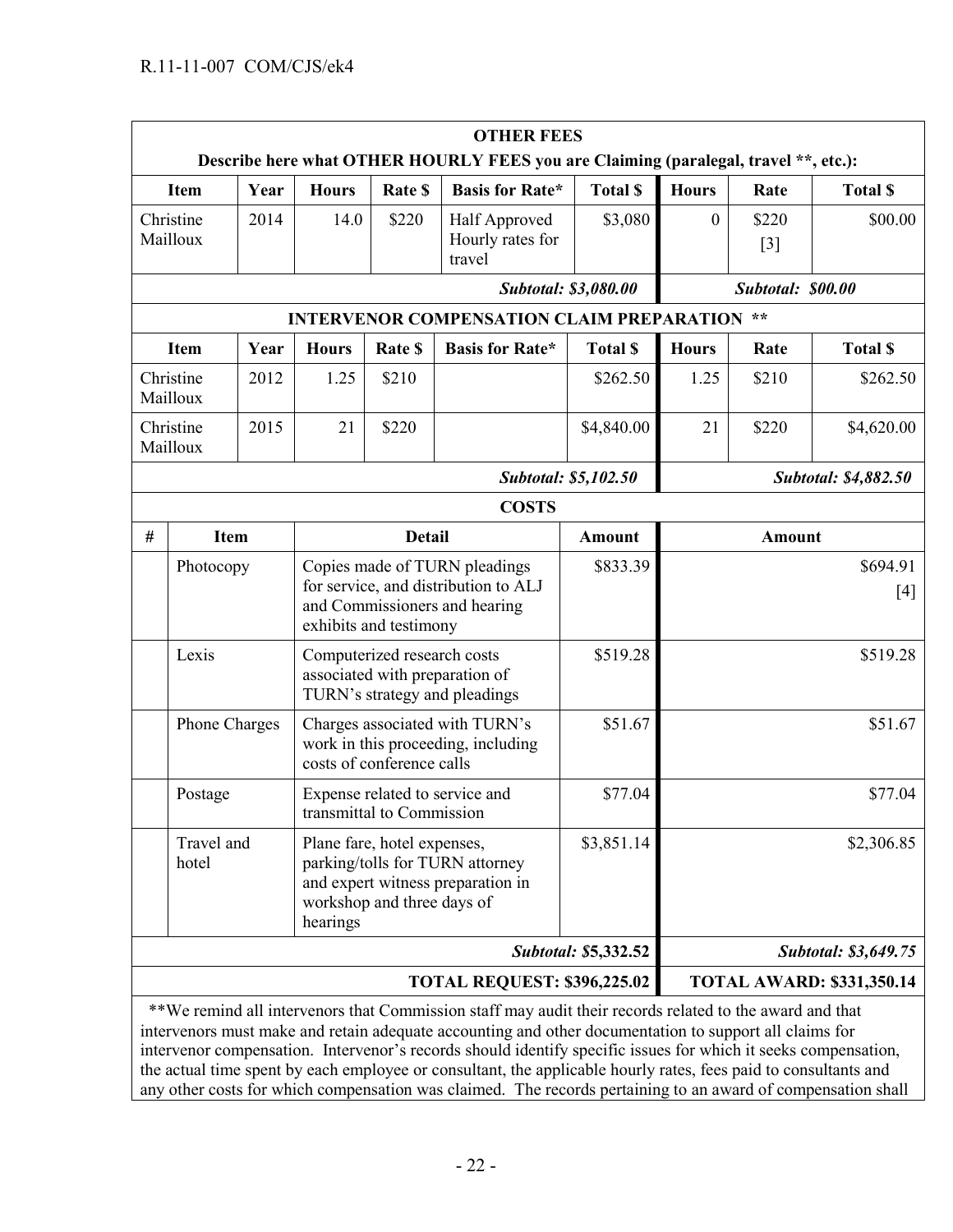| OTHER FEES | | | | | | | | |
|---|---|---|---|---|---|---|---|---|
| Describe here what OTHER HOURLY FEES you are Claiming (paralegal, travel **, etc.): | | | | | | | | |
| Item | Year | Hours | Rate $ | Basis for Rate* | Total $ | Hours | Rate | Total $ |
| Christine Mailloux | 2014 | 14.0 | $220 | Half Approved Hourly rates for travel | $3,080 | 0 | $220 [3] | $00.00 |
| | | | | | *Subtotal: $3,080.00* | | *Subtotal: $00.00* | |
| **INTERVENOR COMPENSATION CLAIM PREPARATION \*\*** | | | | | | | | |
| Item | Year | Hours | Rate $ | Basis for Rate* | Total $ | Hours | Rate | Total $ |
| Christine Mailloux | 2012 | 1.25 | $210 | | $262.50 | 1.25 | $210 | $262.50 |
| Christine Mailloux | 2015 | 21 | $220 | | $4,840.00 | 21 | $220 | $4,620.00 |
| | | | | | *Subtotal: $5,102.50* | | | *Subtotal: $4,882.50* |

| COSTS | | | | |
|---|---|---|---|---|
| # | Item | Detail | Amount | Amount |
| | Photocopy | Copies made of TURN pleadings for service, and distribution to ALJ and Commissioners and hearing exhibits and testimony | $833.39 | $694.91 [4] |
| | Lexis | Computerized research costs associated with preparation of TURN's strategy and pleadings | $519.28 | $519.28 |
| | Phone Charges | Charges associated with TURN's work in this proceeding, including costs of conference calls | $51.67 | $51.67 |
| | Postage | Expense related to service and transmittal to Commission | $77.04 | $77.04 |
| | Travel and hotel | Plane fare, hotel expenses, parking/tolls for TURN attorney and expert witness preparation in workshop and three days of hearings | $3,851.14 | $2,306.85 |
| | | | *Subtotal: $5,332.52* | *Subtotal: $3,649.75* |
| | | | **TOTAL REQUEST: $396,225.02** | **TOTAL AWARD: $331,350.14** |

**We remind all intervenors that Commission staff may audit their records related to the award and that intervenors must make and retain adequate accounting and other documentation to support all claims for intervenor compensation. Intervenor's records should identify specific issues for which it seeks compensation, the actual time spent by each employee or consultant, the applicable hourly rates, fees paid to consultants and any other costs for which compensation was claimed. The records pertaining to an award of compensation shall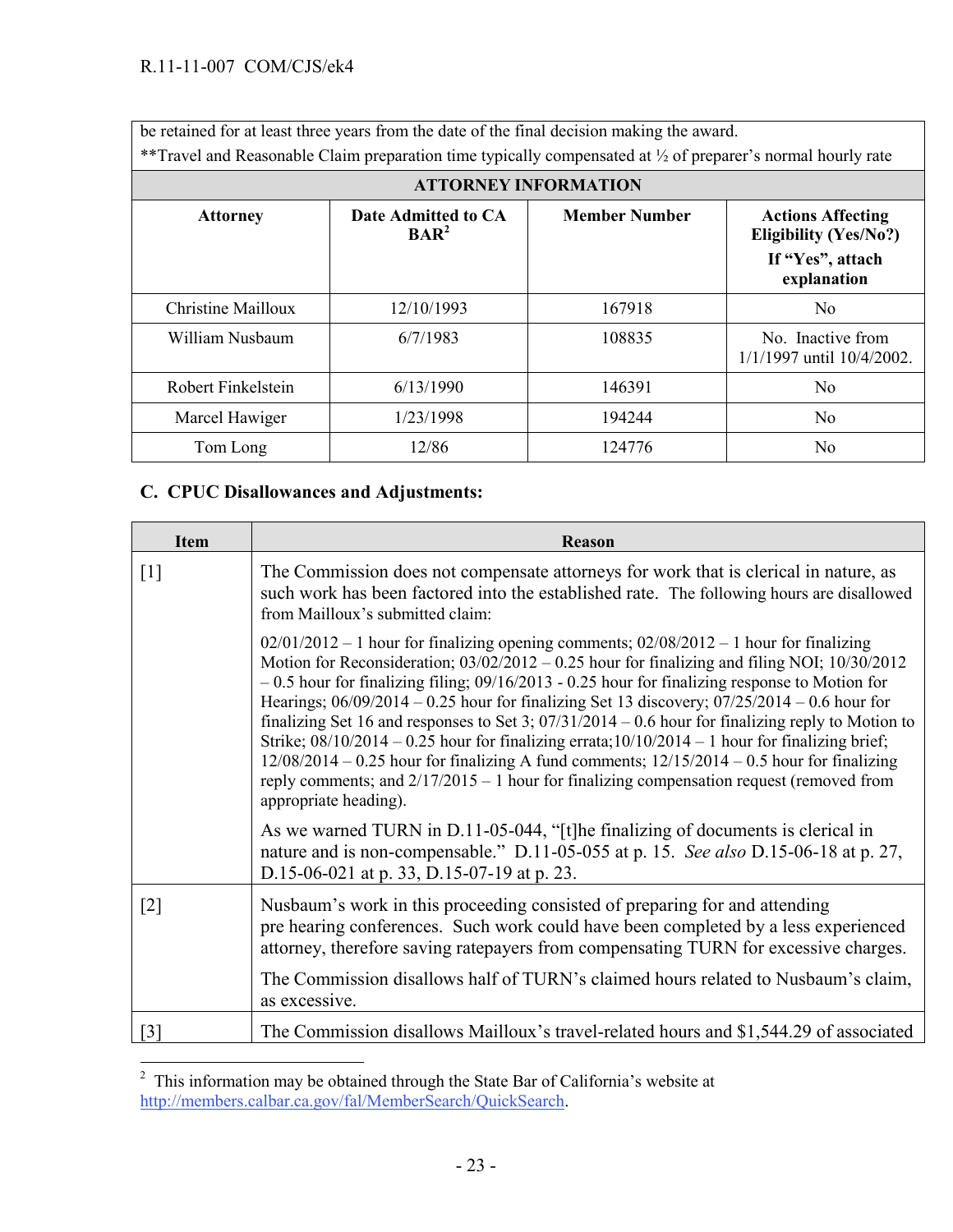be retained for at least three years from the date of the final decision making the award.
**Travel and Reasonable Claim preparation time typically compensated at ½ of preparer's normal hourly rate

| ATTORNEY INFORMATION | | | |
|---|---|---|---|
| **Attorney** | **Date Admitted to CA BAR**[2] | **Member Number** | **Actions Affecting Eligibility (Yes/No?) If "Yes", attach explanation** |
| Christine Mailloux | 12/10/1993 | 167918 | No |
| William Nusbaum | 6/7/1983 | 108835 | No. Inactive from 1/1/1997 until 10/4/2002. |
| Robert Finkelstein | 6/13/1990 | 146391 | No |
| Marcel Hawiger | 1/23/1998 | 194244 | No |
| Tom Long | 12/86 | 124776 | No |

### C. CPUC Disallowances and Adjustments:

| Item | Reason |
|---|---|
| [1] | The Commission does not compensate attorneys for work that is clerical in nature, as such work has been factored into the established rate. The following hours are disallowed from Mailloux's submitted claim:<br><br>02/01/2012 – 1 hour for finalizing opening comments; 02/08/2012 – 1 hour for finalizing Motion for Reconsideration; 03/02/2012 – 0.25 hour for finalizing and filing NOI; 10/30/2012 – 0.5 hour for finalizing filing; 09/16/2013 - 0.25 hour for finalizing response to Motion for Hearings; 06/09/2014 – 0.25 hour for finalizing Set 13 discovery; 07/25/2014 – 0.6 hour for finalizing Set 16 and responses to Set 3; 07/31/2014 – 0.6 hour for finalizing reply to Motion to Strike; 08/10/2014 – 0.25 hour for finalizing errata;10/10/2014 – 1 hour for finalizing brief; 12/08/2014 – 0.25 hour for finalizing A fund comments; 12/15/2014 – 0.5 hour for finalizing reply comments; and 2/17/2015 – 1 hour for finalizing compensation request (removed from appropriate heading).<br><br>As we warned TURN in D.11-05-044, "[t]he finalizing of documents is clerical in nature and is non-compensable." D.11-05-055 at p. 15. *See also* D.15-06-18 at p. 27, D.15-06-021 at p. 33, D.15-07-19 at p. 23. |
| [2] | Nusbaum's work in this proceeding consisted of preparing for and attending pre hearing conferences. Such work could have been completed by a less experienced attorney, therefore saving ratepayers from compensating TURN for excessive charges.<br><br>The Commission disallows half of TURN's claimed hours related to Nusbaum's claim, as excessive. |
| [3] | The Commission disallows Mailloux's travel-related hours and $1,544.29 of associated |

[2] This information may be obtained through the State Bar of California's website at http://members.calbar.ca.gov/fal/MemberSearch/QuickSearch.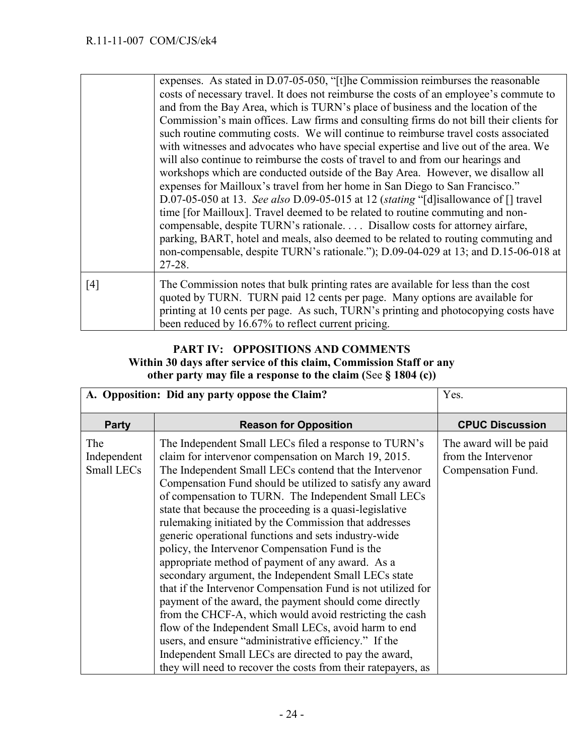|  |  |
|---|---|
|  | expenses. As stated in D.07-05-050, "[t]he Commission reimburses the reasonable costs of necessary travel. It does not reimburse the costs of an employee's commute to and from the Bay Area, which is TURN's place of business and the location of the Commission's main offices. Law firms and consulting firms do not bill their clients for such routine commuting costs. We will continue to reimburse travel costs associated with witnesses and advocates who have special expertise and live out of the area. We will also continue to reimburse the costs of travel to and from our hearings and workshops which are conducted outside of the Bay Area. However, we disallow all expenses for Mailloux's travel from her home in San Diego to San Francisco." D.07-05-050 at 13. *See also* D.09-05-015 at 12 (*stating* "[d]isallowance of [] travel time [for Mailloux]. Travel deemed to be related to routine commuting and non-compensable, despite TURN's rationale. . . . Disallow costs for attorney airfare, parking, BART, hotel and meals, also deemed to be related to routing commuting and non-compensable, despite TURN's rationale."); D.09-04-029 at 13; and D.15-06-018 at 27-28. |
| [4] | The Commission notes that bulk printing rates are available for less than the cost quoted by TURN. TURN paid 12 cents per page. Many options are available for printing at 10 cents per page. As such, TURN's printing and photocopying costs have been reduced by 16.67% to reflect current pricing. |

## PART IV: OPPOSITIONS AND COMMENTS

**Within 30 days after service of this claim, Commission Staff or any other party may file a response to the claim (**See **§ 1804 (c))**

| **A. Opposition: Did any party oppose the Claim?** | | Yes. |
|---|---|---|
| **Party** | **Reason for Opposition** | **CPUC Discussion** |
| The Independent Small LECs | The Independent Small LECs filed a response to TURN's claim for intervenor compensation on March 19, 2015. The Independent Small LECs contend that the Intervenor Compensation Fund should be utilized to satisfy any award of compensation to TURN. The Independent Small LECs state that because the proceeding is a quasi-legislative rulemaking initiated by the Commission that addresses generic operational functions and sets industry-wide policy, the Intervenor Compensation Fund is the appropriate method of payment of any award. As a secondary argument, the Independent Small LECs state that if the Intervenor Compensation Fund is not utilized for payment of the award, the payment should come directly from the CHCF-A, which would avoid restricting the cash flow of the Independent Small LECs, avoid harm to end users, and ensure "administrative efficiency." If the Independent Small LECs are directed to pay the award, they will need to recover the costs from their ratepayers, as | The award will be paid from the Intervenor Compensation Fund. |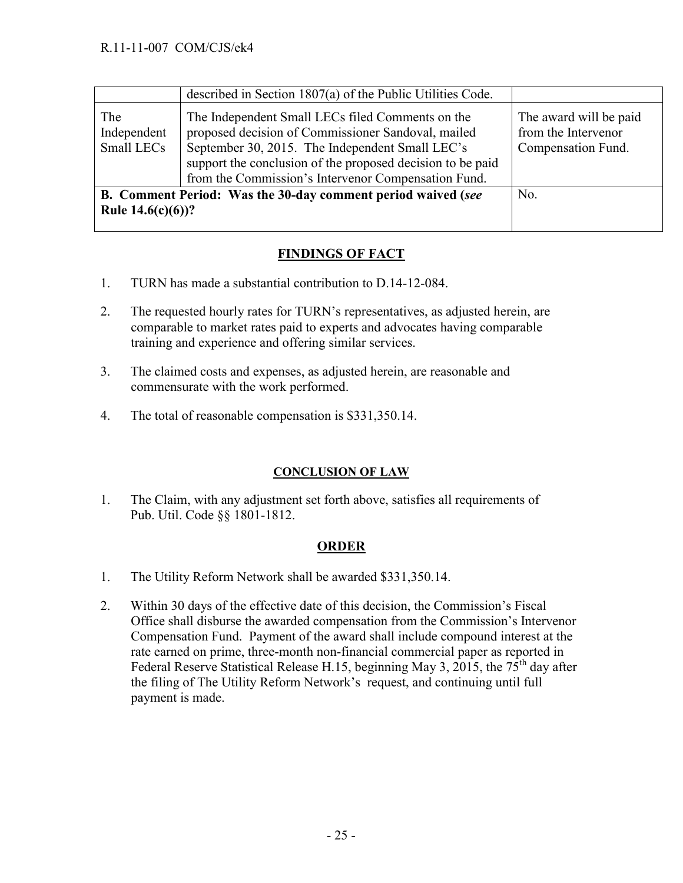| | | |
|---|---|---|
| | described in Section 1807(a) of the Public Utilities Code. | |
| The Independent Small LECs | The Independent Small LECs filed Comments on the proposed decision of Commissioner Sandoval, mailed September 30, 2015. The Independent Small LEC's support the conclusion of the proposed decision to be paid from the Commission's Intervenor Compensation Fund. | The award will be paid from the Intervenor Compensation Fund. |
| **B. Comment Period: Was the 30-day comment period waived (*see* Rule 14.6(c)(6))?** | | No. |

## FINDINGS OF FACT

1. TURN has made a substantial contribution to D.14-12-084.
2. The requested hourly rates for TURN's representatives, as adjusted herein, are comparable to market rates paid to experts and advocates having comparable training and experience and offering similar services.
3. The claimed costs and expenses, as adjusted herein, are reasonable and commensurate with the work performed.
4. The total of reasonable compensation is $331,350.14.

## CONCLUSION OF LAW

1. The Claim, with any adjustment set forth above, satisfies all requirements of Pub. Util. Code §§ 1801-1812.

## ORDER

1. The Utility Reform Network shall be awarded $331,350.14.
2. Within 30 days of the effective date of this decision, the Commission's Fiscal Office shall disburse the awarded compensation from the Commission's Intervenor Compensation Fund. Payment of the award shall include compound interest at the rate earned on prime, three-month non-financial commercial paper as reported in Federal Reserve Statistical Release H.15, beginning May 3, 2015, the 75th day after the filing of The Utility Reform Network's request, and continuing until full payment is made.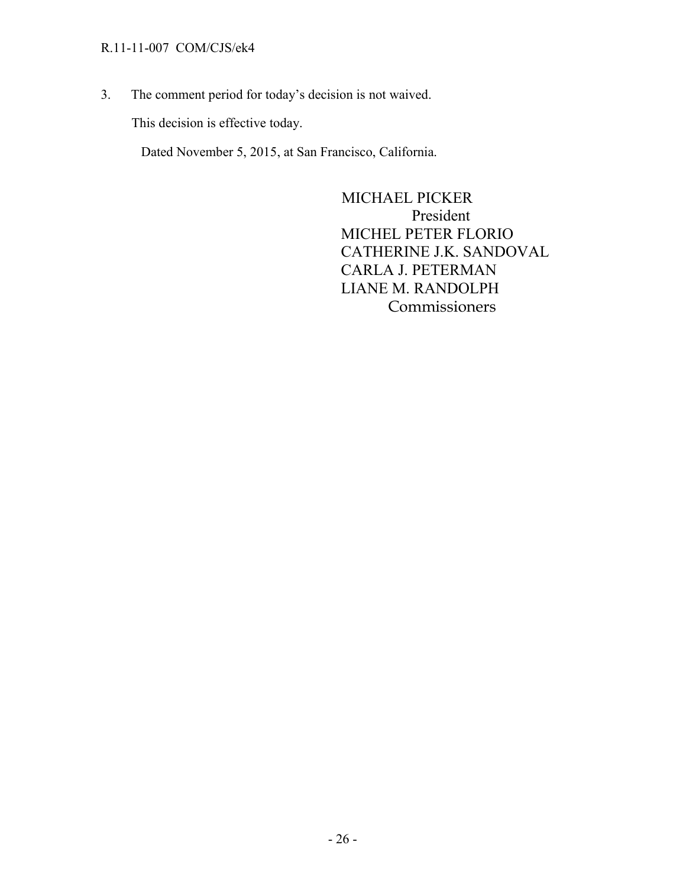3. The comment period for today's decision is not waived.

This decision is effective today.

Dated November 5, 2015, at San Francisco, California.

MICHAEL PICKER
President
MICHEL PETER FLORIO
CATHERINE J.K. SANDOVAL
CARLA J. PETERMAN
LIANE M. RANDOLPH
Commissioners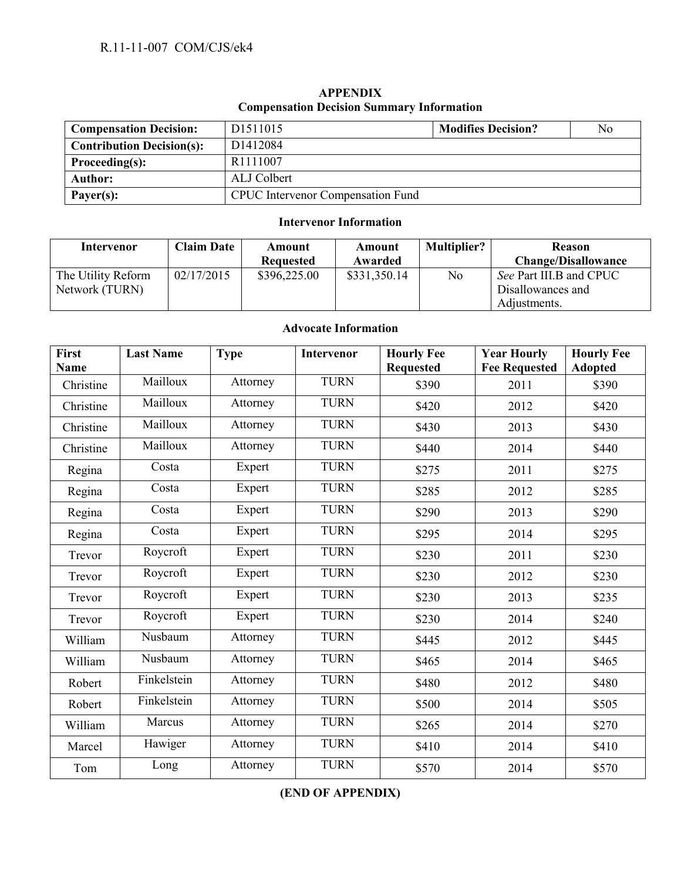## APPENDIX

### Compensation Decision Summary Information

| | | | |
|---|---|---|---|
| **Compensation Decision:** | D1511015 | **Modifies Decision?** | No |
| **Contribution Decision(s):** | D1412084 | | |
| **Proceeding(s):** | R1111007 | | |
| **Author:** | ALJ Colbert | | |
| **Payer(s):** | CPUC Intervenor Compensation Fund | | |

### Intervenor Information

| Intervenor | Claim Date | Amount Requested | Amount Awarded | Multiplier? | Reason Change/Disallowance |
|---|---|---|---|---|---|
| The Utility Reform Network (TURN) | 02/17/2015 | $396,225.00 | $331,350.14 | No | *See* Part III.B and CPUC Disallowances and Adjustments. |

### Advocate Information

| First Name | Last Name | Type | Intervenor | Hourly Fee Requested | Year Hourly Fee Requested | Hourly Fee Adopted |
|---|---|---|---|---|---|---|
| Christine | Mailloux | Attorney | TURN | $390 | 2011 | $390 |
| Christine | Mailloux | Attorney | TURN | $420 | 2012 | $420 |
| Christine | Mailloux | Attorney | TURN | $430 | 2013 | $430 |
| Christine | Mailloux | Attorney | TURN | $440 | 2014 | $440 |
| Regina | Costa | Expert | TURN | $275 | 2011 | $275 |
| Regina | Costa | Expert | TURN | $285 | 2012 | $285 |
| Regina | Costa | Expert | TURN | $290 | 2013 | $290 |
| Regina | Costa | Expert | TURN | $295 | 2014 | $295 |
| Trevor | Roycroft | Expert | TURN | $230 | 2011 | $230 |
| Trevor | Roycroft | Expert | TURN | $230 | 2012 | $230 |
| Trevor | Roycroft | Expert | TURN | $230 | 2013 | $235 |
| Trevor | Roycroft | Expert | TURN | $230 | 2014 | $240 |
| William | Nusbaum | Attorney | TURN | $445 | 2012 | $445 |
| William | Nusbaum | Attorney | TURN | $465 | 2014 | $465 |
| Robert | Finkelstein | Attorney | TURN | $480 | 2012 | $480 |
| Robert | Finkelstein | Attorney | TURN | $500 | 2014 | $505 |
| William | Marcus | Attorney | TURN | $265 | 2014 | $270 |
| Marcel | Hawiger | Attorney | TURN | $410 | 2014 | $410 |
| Tom | Long | Attorney | TURN | $570 | 2014 | $570 |

**(END OF APPENDIX)**